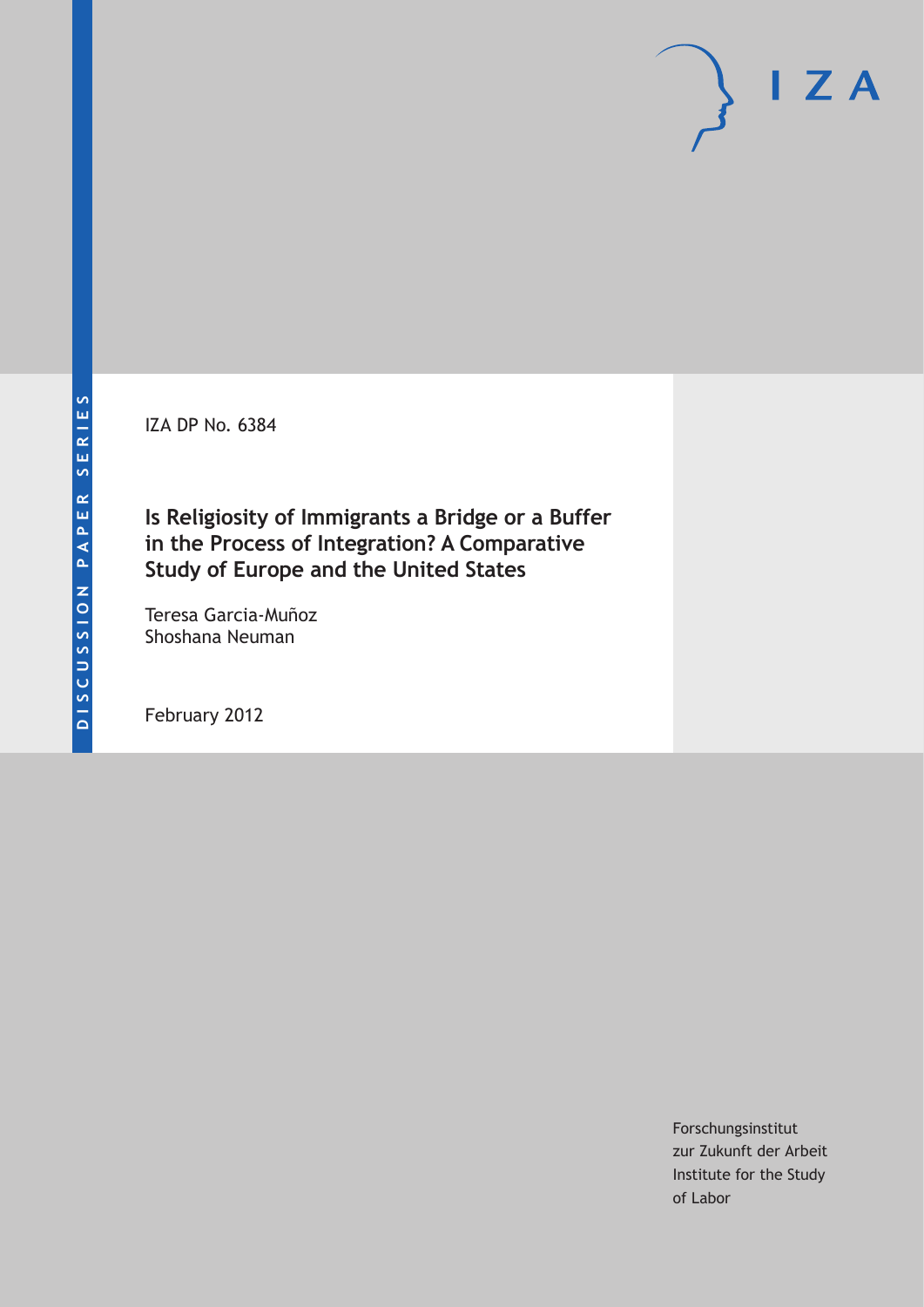IZA DP No. 6384

# Is Religiosity of Immigrants a Bridge or a Buffer in the Process of Integration? A Comparative Study of Europe and the United States

Teresa Garcia-Muñoz
Shoshana Neuman

February 2012

Forschungsinstitut
zur Zukunft der Arbeit
Institute for the Study
of Labor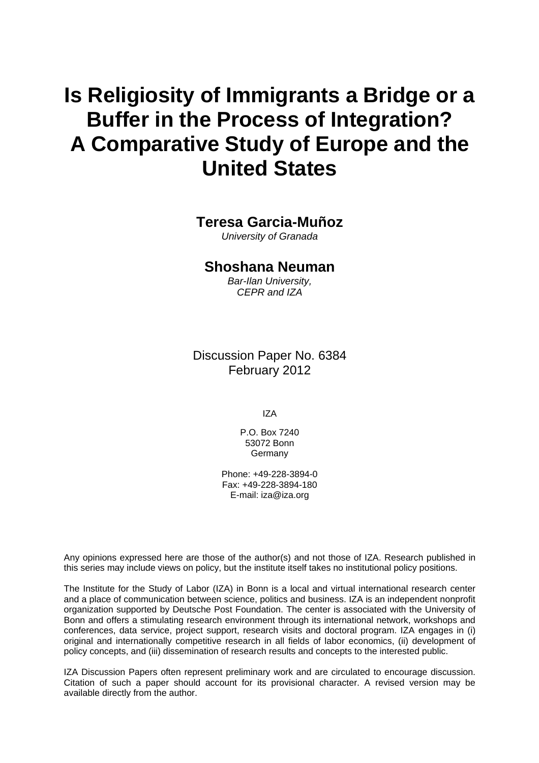# Is Religiosity of Immigrants a Bridge or a Buffer in the Process of Integration? A Comparative Study of Europe and the United States

**Teresa Garcia-Muñoz**
*University of Granada*

**Shoshana Neuman**
*Bar-Ilan University, CEPR and IZA*

Discussion Paper No. 6384
February 2012

IZA

P.O. Box 7240
53072 Bonn
Germany

Phone: +49-228-3894-0
Fax: +49-228-3894-180
E-mail: iza@iza.org

Any opinions expressed here are those of the author(s) and not those of IZA. Research published in this series may include views on policy, but the institute itself takes no institutional policy positions.

The Institute for the Study of Labor (IZA) in Bonn is a local and virtual international research center and a place of communication between science, politics and business. IZA is an independent nonprofit organization supported by Deutsche Post Foundation. The center is associated with the University of Bonn and offers a stimulating research environment through its international network, workshops and conferences, data service, project support, research visits and doctoral program. IZA engages in (i) original and internationally competitive research in all fields of labor economics, (ii) development of policy concepts, and (iii) dissemination of research results and concepts to the interested public.

IZA Discussion Papers often represent preliminary work and are circulated to encourage discussion. Citation of such a paper should account for its provisional character. A revised version may be available directly from the author.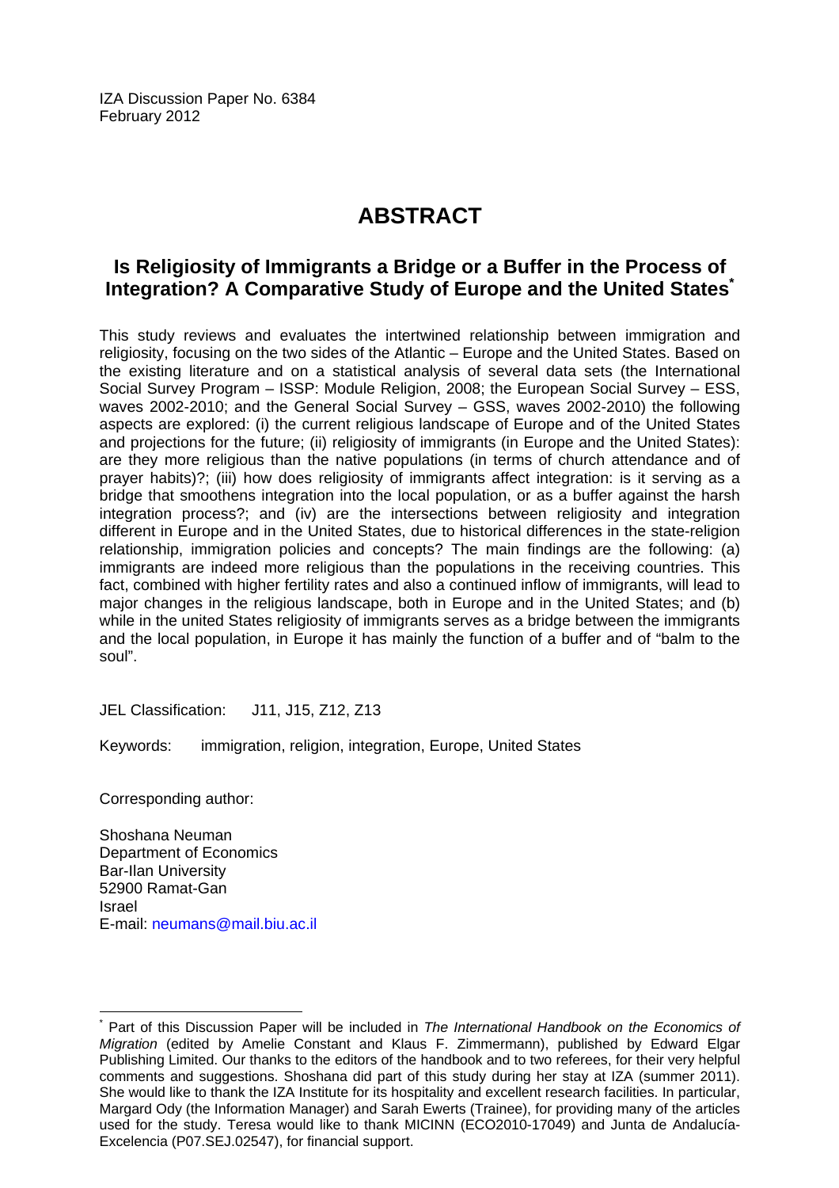IZA Discussion Paper No. 6384
February 2012

# ABSTRACT

## Is Religiosity of Immigrants a Bridge or a Buffer in the Process of Integration? A Comparative Study of Europe and the United States*

This study reviews and evaluates the intertwined relationship between immigration and religiosity, focusing on the two sides of the Atlantic – Europe and the United States. Based on the existing literature and on a statistical analysis of several data sets (the International Social Survey Program – ISSP: Module Religion, 2008; the European Social Survey – ESS, waves 2002-2010; and the General Social Survey – GSS, waves 2002-2010) the following aspects are explored: (i) the current religious landscape of Europe and of the United States and projections for the future; (ii) religiosity of immigrants (in Europe and the United States): are they more religious than the native populations (in terms of church attendance and of prayer habits)?; (iii) how does religiosity of immigrants affect integration: is it serving as a bridge that smoothens integration into the local population, or as a buffer against the harsh integration process?; and (iv) are the intersections between religiosity and integration different in Europe and in the United States, due to historical differences in the state-religion relationship, immigration policies and concepts? The main findings are the following: (a) immigrants are indeed more religious than the populations in the receiving countries. This fact, combined with higher fertility rates and also a continued inflow of immigrants, will lead to major changes in the religious landscape, both in Europe and in the United States; and (b) while in the united States religiosity of immigrants serves as a bridge between the immigrants and the local population, in Europe it has mainly the function of a buffer and of "balm to the soul".

JEL Classification: J11, J15, Z12, Z13

Keywords: immigration, religion, integration, Europe, United States

Corresponding author:

Shoshana Neuman
Department of Economics
Bar-Ilan University
52900 Ramat-Gan
Israel
E-mail: neumans@mail.biu.ac.il

---

* Part of this Discussion Paper will be included in *The International Handbook on the Economics of Migration* (edited by Amelie Constant and Klaus F. Zimmermann), published by Edward Elgar Publishing Limited. Our thanks to the editors of the handbook and to two referees, for their very helpful comments and suggestions. Shoshana did part of this study during her stay at IZA (summer 2011). She would like to thank the IZA Institute for its hospitality and excellent research facilities. In particular, Margard Ody (the Information Manager) and Sarah Ewerts (Trainee), for providing many of the articles used for the study. Teresa would like to thank MICINN (ECO2010-17049) and Junta de Andalucía-Excelencia (P07.SEJ.02547), for financial support.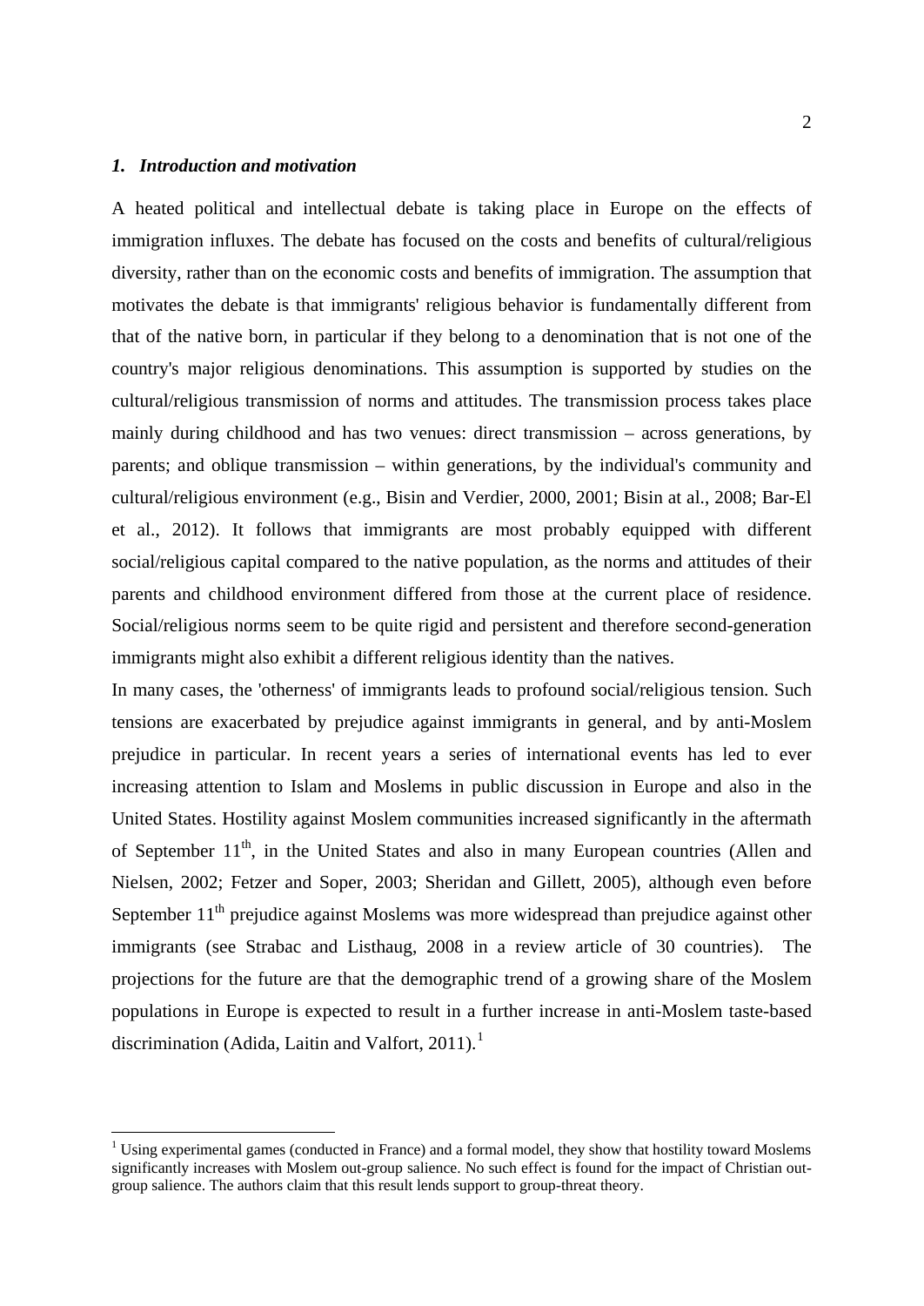## *1. Introduction and motivation*

A heated political and intellectual debate is taking place in Europe on the effects of immigration influxes. The debate has focused on the costs and benefits of cultural/religious diversity, rather than on the economic costs and benefits of immigration. The assumption that motivates the debate is that immigrants' religious behavior is fundamentally different from that of the native born, in particular if they belong to a denomination that is not one of the country's major religious denominations. This assumption is supported by studies on the cultural/religious transmission of norms and attitudes. The transmission process takes place mainly during childhood and has two venues: direct transmission – across generations, by parents; and oblique transmission – within generations, by the individual's community and cultural/religious environment (e.g., Bisin and Verdier, 2000, 2001; Bisin at al., 2008; Bar-El et al., 2012). It follows that immigrants are most probably equipped with different social/religious capital compared to the native population, as the norms and attitudes of their parents and childhood environment differed from those at the current place of residence. Social/religious norms seem to be quite rigid and persistent and therefore second-generation immigrants might also exhibit a different religious identity than the natives.

In many cases, the 'otherness' of immigrants leads to profound social/religious tension. Such tensions are exacerbated by prejudice against immigrants in general, and by anti-Moslem prejudice in particular. In recent years a series of international events has led to ever increasing attention to Islam and Moslems in public discussion in Europe and also in the United States. Hostility against Moslem communities increased significantly in the aftermath of September 11th, in the United States and also in many European countries (Allen and Nielsen, 2002; Fetzer and Soper, 2003; Sheridan and Gillett, 2005), although even before September 11th prejudice against Moslems was more widespread than prejudice against other immigrants (see Strabac and Listhaug, 2008 in a review article of 30 countries). The projections for the future are that the demographic trend of a growing share of the Moslem populations in Europe is expected to result in a further increase in anti-Moslem taste-based discrimination (Adida, Laitin and Valfort, 2011).[1]

[1] Using experimental games (conducted in France) and a formal model, they show that hostility toward Moslems significantly increases with Moslem out-group salience. No such effect is found for the impact of Christian out-group salience. The authors claim that this result lends support to group-threat theory.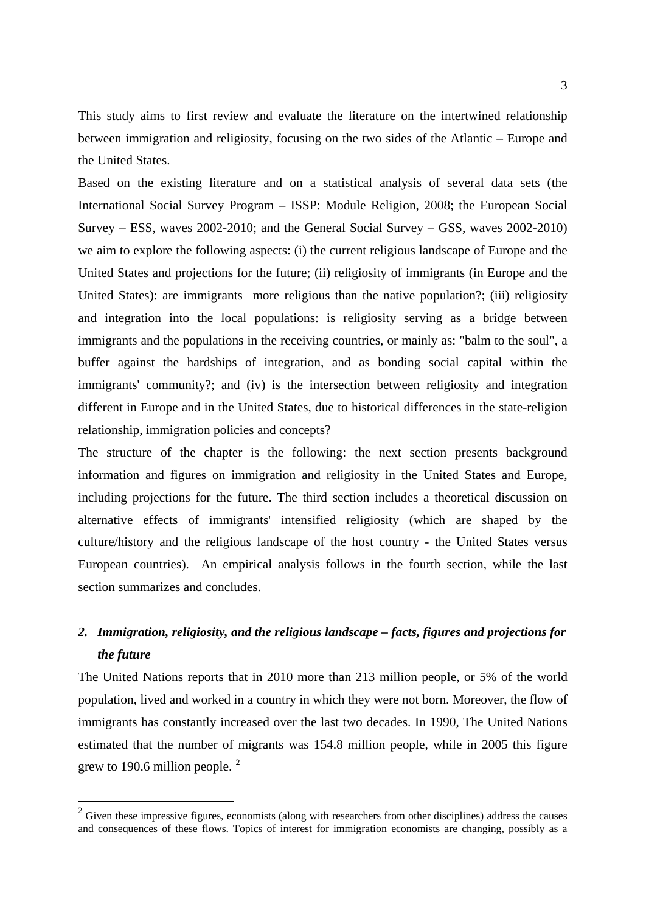This study aims to first review and evaluate the literature on the intertwined relationship between immigration and religiosity, focusing on the two sides of the Atlantic – Europe and the United States.

Based on the existing literature and on a statistical analysis of several data sets (the International Social Survey Program – ISSP: Module Religion, 2008; the European Social Survey – ESS, waves 2002-2010; and the General Social Survey – GSS, waves 2002-2010) we aim to explore the following aspects: (i) the current religious landscape of Europe and the United States and projections for the future; (ii) religiosity of immigrants (in Europe and the United States): are immigrants more religious than the native population?; (iii) religiosity and integration into the local populations: is religiosity serving as a bridge between immigrants and the populations in the receiving countries, or mainly as: "balm to the soul", a buffer against the hardships of integration, and as bonding social capital within the immigrants' community?; and (iv) is the intersection between religiosity and integration different in Europe and in the United States, due to historical differences in the state-religion relationship, immigration policies and concepts?

The structure of the chapter is the following: the next section presents background information and figures on immigration and religiosity in the United States and Europe, including projections for the future. The third section includes a theoretical discussion on alternative effects of immigrants' intensified religiosity (which are shaped by the culture/history and the religious landscape of the host country - the United States versus European countries). An empirical analysis follows in the fourth section, while the last section summarizes and concludes.

## 2. *Immigration, religiosity, and the religious landscape – facts, figures and projections for the future*

The United Nations reports that in 2010 more than 213 million people, or 5% of the world population, lived and worked in a country in which they were not born. Moreover, the flow of immigrants has constantly increased over the last two decades. In 1990, The United Nations estimated that the number of migrants was 154.8 million people, while in 2005 this figure grew to 190.6 million people. [2]

[2] Given these impressive figures, economists (along with researchers from other disciplines) address the causes and consequences of these flows. Topics of interest for immigration economists are changing, possibly as a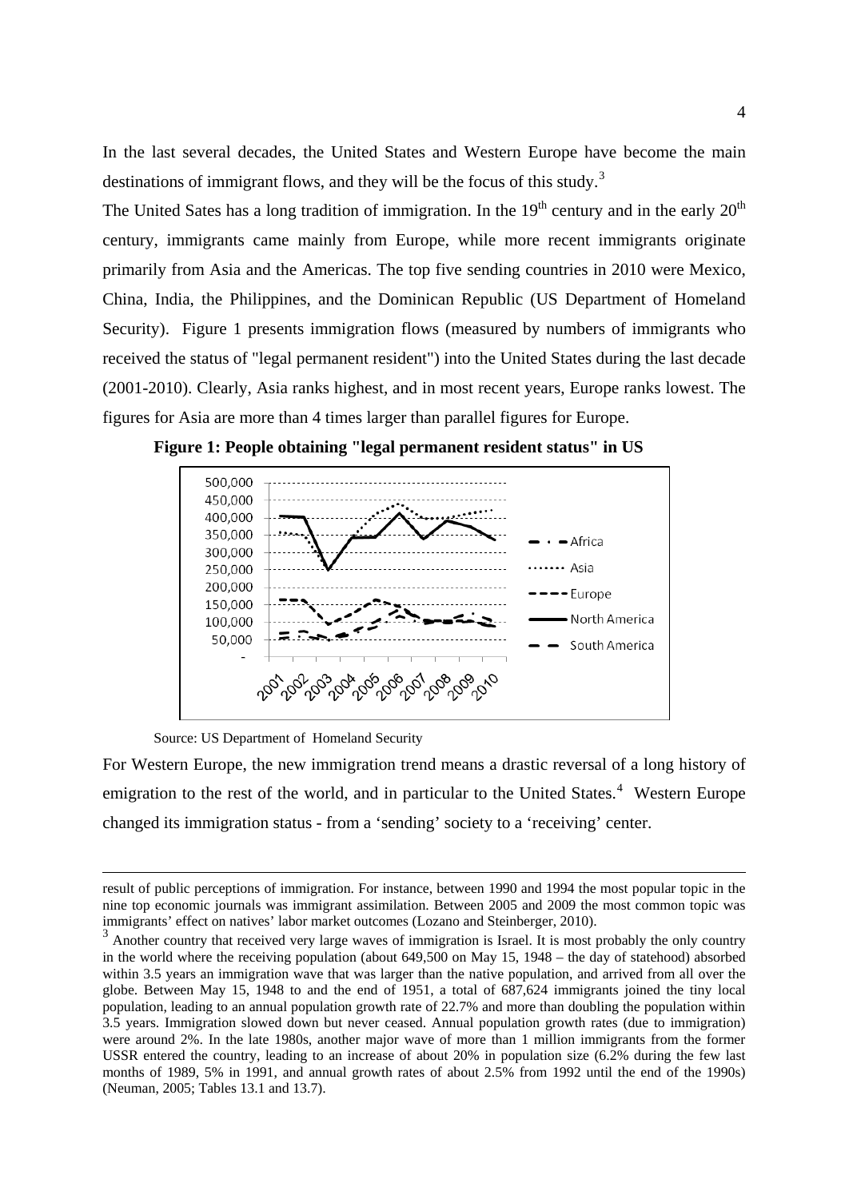In the last several decades, the United States and Western Europe have become the main destinations of immigrant flows, and they will be the focus of this study.[3]

The United Sates has a long tradition of immigration. In the 19th century and in the early 20th century, immigrants came mainly from Europe, while more recent immigrants originate primarily from Asia and the Americas. The top five sending countries in 2010 were Mexico, China, India, the Philippines, and the Dominican Republic (US Department of Homeland Security). Figure 1 presents immigration flows (measured by numbers of immigrants who received the status of "legal permanent resident") into the United States during the last decade (2001-2010). Clearly, Asia ranks highest, and in most recent years, Europe ranks lowest. The figures for Asia are more than 4 times larger than parallel figures for Europe.

**Figure 1: People obtaining "legal permanent resident status" in US**

Source: US Department of Homeland Security

For Western Europe, the new immigration trend means a drastic reversal of a long history of emigration to the rest of the world, and in particular to the United States.[4] Western Europe changed its immigration status - from a 'sending' society to a 'receiving' center.

---

result of public perceptions of immigration. For instance, between 1990 and 1994 the most popular topic in the nine top economic journals was immigrant assimilation. Between 2005 and 2009 the most common topic was immigrants' effect on natives' labor market outcomes (Lozano and Steinberger, 2010).

[3] Another country that received very large waves of immigration is Israel. It is most probably the only country in the world where the receiving population (about 649,500 on May 15, 1948 – the day of statehood) absorbed within 3.5 years an immigration wave that was larger than the native population, and arrived from all over the globe. Between May 15, 1948 to and the end of 1951, a total of 687,624 immigrants joined the tiny local population, leading to an annual population growth rate of 22.7% and more than doubling the population within 3.5 years. Immigration slowed down but never ceased. Annual population growth rates (due to immigration) were around 2%. In the late 1980s, another major wave of more than 1 million immigrants from the former USSR entered the country, leading to an increase of about 20% in population size (6.2% during the few last months of 1989, 5% in 1991, and annual growth rates of about 2.5% from 1992 until the end of the 1990s) (Neuman, 2005; Tables 13.1 and 13.7).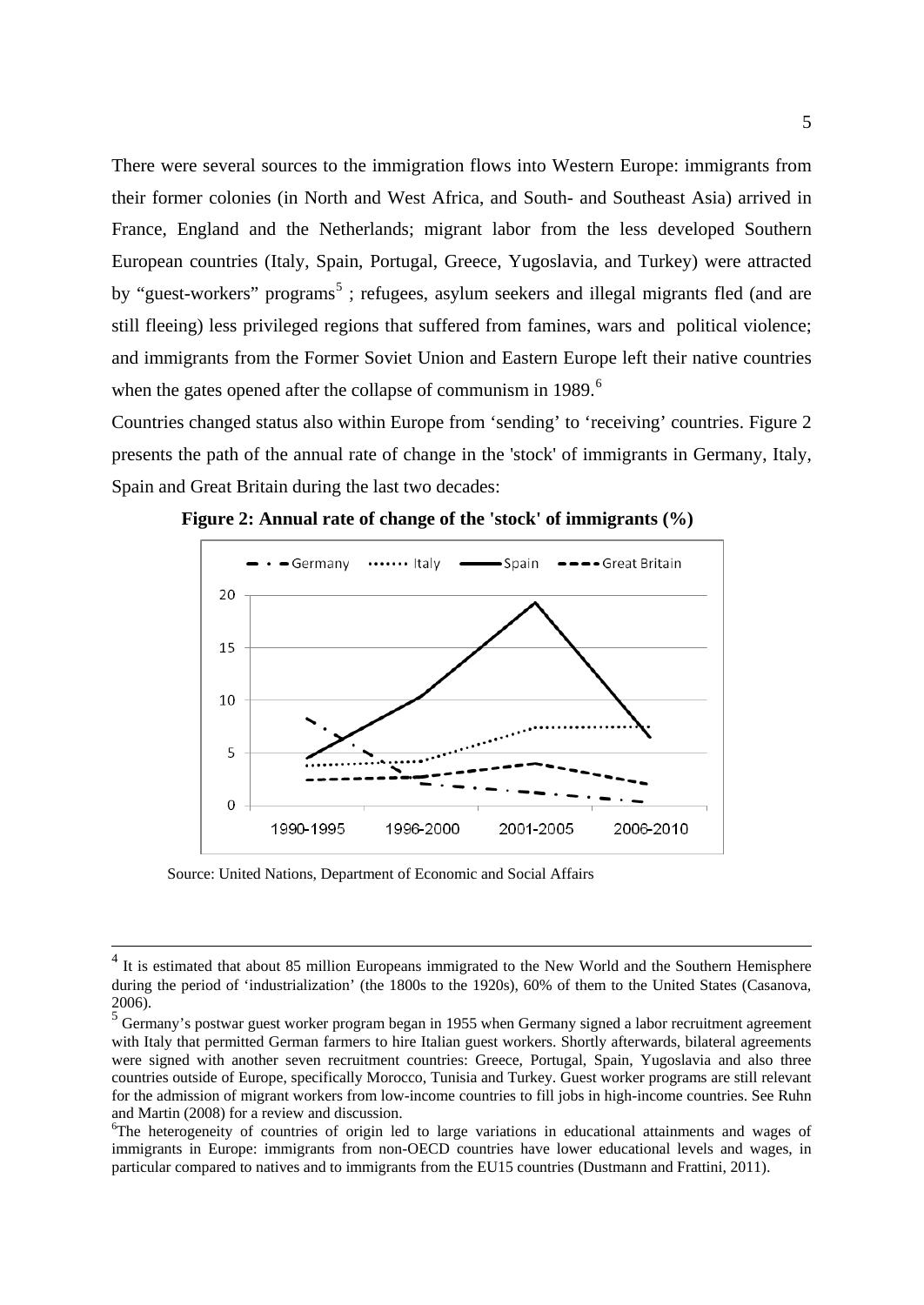There were several sources to the immigration flows into Western Europe: immigrants from their former colonies (in North and West Africa, and South- and Southeast Asia) arrived in France, England and the Netherlands; migrant labor from the less developed Southern European countries (Italy, Spain, Portugal, Greece, Yugoslavia, and Turkey) were attracted by "guest-workers" programs[5] ; refugees, asylum seekers and illegal migrants fled (and are still fleeing) less privileged regions that suffered from famines, wars and political violence; and immigrants from the Former Soviet Union and Eastern Europe left their native countries when the gates opened after the collapse of communism in 1989.[6]

Countries changed status also within Europe from 'sending' to 'receiving' countries. Figure 2 presents the path of the annual rate of change in the 'stock' of immigrants in Germany, Italy, Spain and Great Britain during the last two decades:

**Figure 2: Annual rate of change of the 'stock' of immigrants (%)**

Source: United Nations, Department of Economic and Social Affairs

---

[4] It is estimated that about 85 million Europeans immigrated to the New World and the Southern Hemisphere during the period of 'industrialization' (the 1800s to the 1920s), 60% of them to the United States (Casanova, 2006).

[5] Germany's postwar guest worker program began in 1955 when Germany signed a labor recruitment agreement with Italy that permitted German farmers to hire Italian guest workers. Shortly afterwards, bilateral agreements were signed with another seven recruitment countries: Greece, Portugal, Spain, Yugoslavia and also three countries outside of Europe, specifically Morocco, Tunisia and Turkey. Guest worker programs are still relevant for the admission of migrant workers from low-income countries to fill jobs in high-income countries. See Ruhn and Martin (2008) for a review and discussion.

[6] The heterogeneity of countries of origin led to large variations in educational attainments and wages of immigrants in Europe: immigrants from non-OECD countries have lower educational levels and wages, in particular compared to natives and to immigrants from the EU15 countries (Dustmann and Frattini, 2011).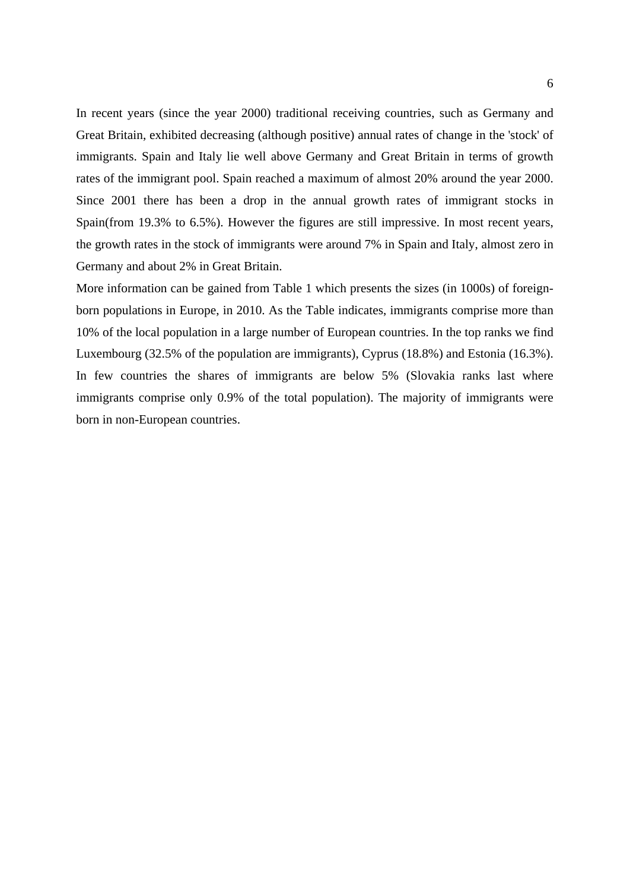In recent years (since the year 2000) traditional receiving countries, such as Germany and Great Britain, exhibited decreasing (although positive) annual rates of change in the 'stock' of immigrants. Spain and Italy lie well above Germany and Great Britain in terms of growth rates of the immigrant pool. Spain reached a maximum of almost 20% around the year 2000. Since 2001 there has been a drop in the annual growth rates of immigrant stocks in Spain(from 19.3% to 6.5%). However the figures are still impressive. In most recent years, the growth rates in the stock of immigrants were around 7% in Spain and Italy, almost zero in Germany and about 2% in Great Britain.

More information can be gained from Table 1 which presents the sizes (in 1000s) of foreign-born populations in Europe, in 2010. As the Table indicates, immigrants comprise more than 10% of the local population in a large number of European countries. In the top ranks we find Luxembourg (32.5% of the population are immigrants), Cyprus (18.8%) and Estonia (16.3%). In few countries the shares of immigrants are below 5% (Slovakia ranks last where immigrants comprise only 0.9% of the total population). The majority of immigrants were born in non-European countries.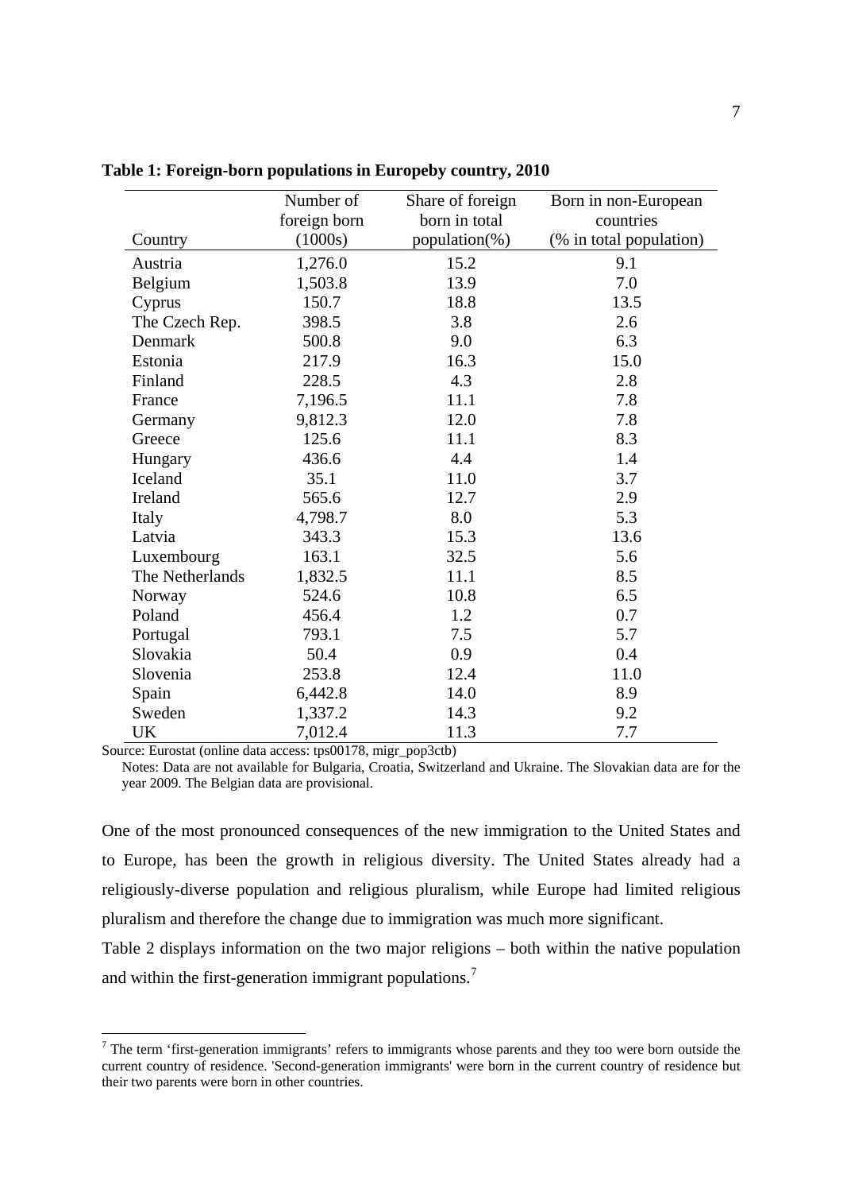**Table 1: Foreign-born populations in Europeby country, 2010**

| Country | Number of foreign born (1000s) | Share of foreign born in total population(%) | Born in non-European countries (% in total population) |
|---|---|---|---|
| Austria | 1,276.0 | 15.2 | 9.1 |
| Belgium | 1,503.8 | 13.9 | 7.0 |
| Cyprus | 150.7 | 18.8 | 13.5 |
| The Czech Rep. | 398.5 | 3.8 | 2.6 |
| Denmark | 500.8 | 9.0 | 6.3 |
| Estonia | 217.9 | 16.3 | 15.0 |
| Finland | 228.5 | 4.3 | 2.8 |
| France | 7,196.5 | 11.1 | 7.8 |
| Germany | 9,812.3 | 12.0 | 7.8 |
| Greece | 125.6 | 11.1 | 8.3 |
| Hungary | 436.6 | 4.4 | 1.4 |
| Iceland | 35.1 | 11.0 | 3.7 |
| Ireland | 565.6 | 12.7 | 2.9 |
| Italy | 4,798.7 | 8.0 | 5.3 |
| Latvia | 343.3 | 15.3 | 13.6 |
| Luxembourg | 163.1 | 32.5 | 5.6 |
| The Netherlands | 1,832.5 | 11.1 | 8.5 |
| Norway | 524.6 | 10.8 | 6.5 |
| Poland | 456.4 | 1.2 | 0.7 |
| Portugal | 793.1 | 7.5 | 5.7 |
| Slovakia | 50.4 | 0.9 | 0.4 |
| Slovenia | 253.8 | 12.4 | 11.0 |
| Spain | 6,442.8 | 14.0 | 8.9 |
| Sweden | 1,337.2 | 14.3 | 9.2 |
| UK | 7,012.4 | 11.3 | 7.7 |

Source: Eurostat (online data access: tps00178, migr_pop3ctb)

Notes: Data are not available for Bulgaria, Croatia, Switzerland and Ukraine. The Slovakian data are for the year 2009. The Belgian data are provisional.

One of the most pronounced consequences of the new immigration to the United States and to Europe, has been the growth in religious diversity. The United States already had a religiously-diverse population and religious pluralism, while Europe had limited religious pluralism and therefore the change due to immigration was much more significant.

Table 2 displays information on the two major religions – both within the native population and within the first-generation immigrant populations.[7]

[7] The term 'first-generation immigrants' refers to immigrants whose parents and they too were born outside the current country of residence. 'Second-generation immigrants' were born in the current country of residence but their two parents were born in other countries.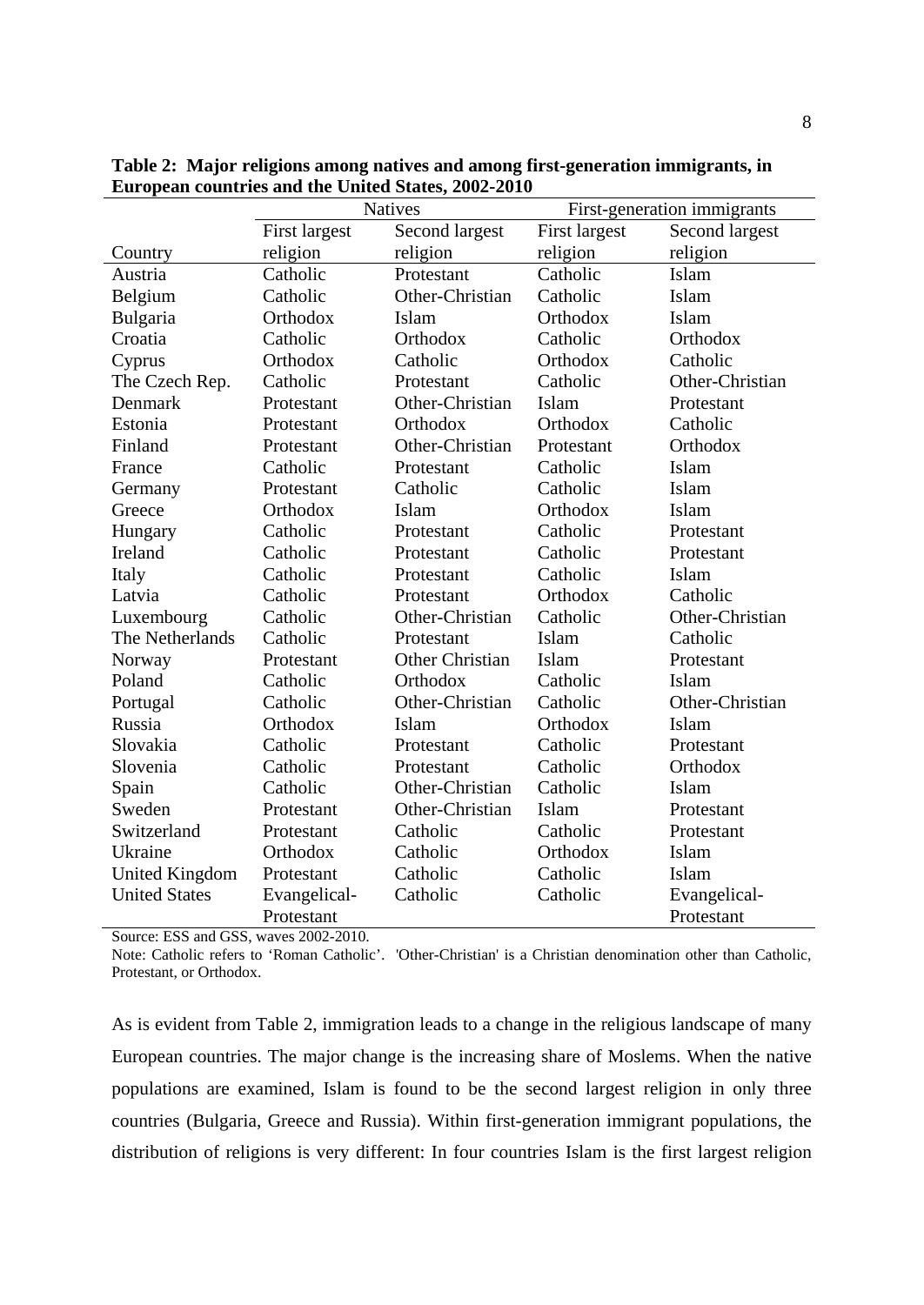**Table 2: Major religions among natives and among first-generation immigrants, in European countries and the United States, 2002-2010**

| | Natives | | First-generation immigrants | |
|---|---|---|---|---|
| Country | First largest religion | Second largest religion | First largest religion | Second largest religion |
| Austria | Catholic | Protestant | Catholic | Islam |
| Belgium | Catholic | Other-Christian | Catholic | Islam |
| Bulgaria | Orthodox | Islam | Orthodox | Islam |
| Croatia | Catholic | Orthodox | Catholic | Orthodox |
| Cyprus | Orthodox | Catholic | Orthodox | Catholic |
| The Czech Rep. | Catholic | Protestant | Catholic | Other-Christian |
| Denmark | Protestant | Other-Christian | Islam | Protestant |
| Estonia | Protestant | Orthodox | Orthodox | Catholic |
| Finland | Protestant | Other-Christian | Protestant | Orthodox |
| France | Catholic | Protestant | Catholic | Islam |
| Germany | Protestant | Catholic | Catholic | Islam |
| Greece | Orthodox | Islam | Orthodox | Islam |
| Hungary | Catholic | Protestant | Catholic | Protestant |
| Ireland | Catholic | Protestant | Catholic | Protestant |
| Italy | Catholic | Protestant | Catholic | Islam |
| Latvia | Catholic | Protestant | Orthodox | Catholic |
| Luxembourg | Catholic | Other-Christian | Catholic | Other-Christian |
| The Netherlands | Catholic | Protestant | Islam | Catholic |
| Norway | Protestant | Other Christian | Islam | Protestant |
| Poland | Catholic | Orthodox | Catholic | Islam |
| Portugal | Catholic | Other-Christian | Catholic | Other-Christian |
| Russia | Orthodox | Islam | Orthodox | Islam |
| Slovakia | Catholic | Protestant | Catholic | Protestant |
| Slovenia | Catholic | Protestant | Catholic | Orthodox |
| Spain | Catholic | Other-Christian | Catholic | Islam |
| Sweden | Protestant | Other-Christian | Islam | Protestant |
| Switzerland | Protestant | Catholic | Catholic | Protestant |
| Ukraine | Orthodox | Catholic | Orthodox | Islam |
| United Kingdom | Protestant | Catholic | Catholic | Islam |
| United States | Evangelical-Protestant | Catholic | Catholic | Evangelical-Protestant |

Source: ESS and GSS, waves 2002-2010.

Note: Catholic refers to 'Roman Catholic'. 'Other-Christian' is a Christian denomination other than Catholic, Protestant, or Orthodox.

As is evident from Table 2, immigration leads to a change in the religious landscape of many European countries. The major change is the increasing share of Moslems. When the native populations are examined, Islam is found to be the second largest religion in only three countries (Bulgaria, Greece and Russia). Within first-generation immigrant populations, the distribution of religions is very different: In four countries Islam is the first largest religion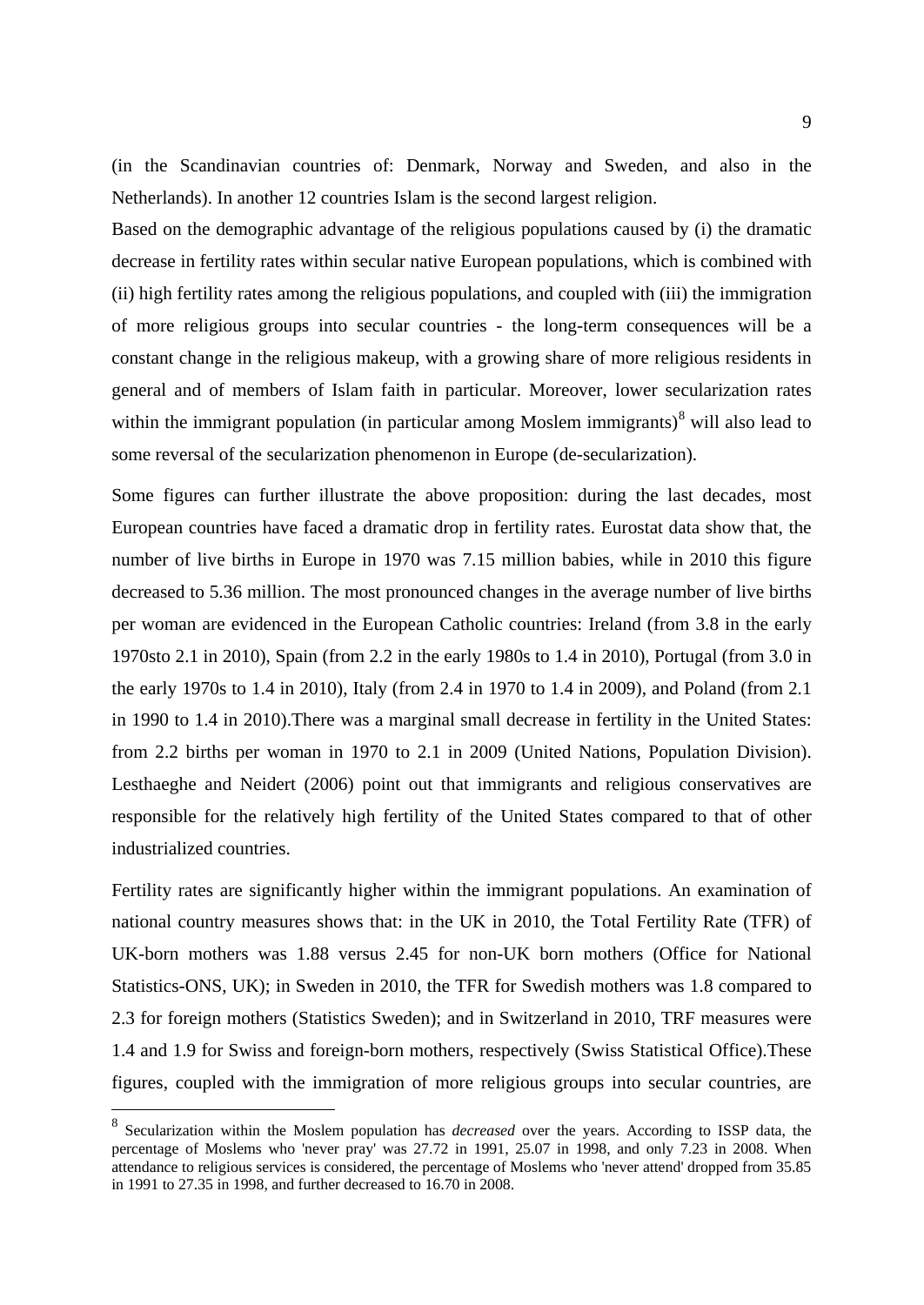(in the Scandinavian countries of: Denmark, Norway and Sweden, and also in the Netherlands). In another 12 countries Islam is the second largest religion.

Based on the demographic advantage of the religious populations caused by (i) the dramatic decrease in fertility rates within secular native European populations, which is combined with (ii) high fertility rates among the religious populations, and coupled with (iii) the immigration of more religious groups into secular countries - the long-term consequences will be a constant change in the religious makeup, with a growing share of more religious residents in general and of members of Islam faith in particular. Moreover, lower secularization rates within the immigrant population (in particular among Moslem immigrants)[8] will also lead to some reversal of the secularization phenomenon in Europe (de-secularization).

Some figures can further illustrate the above proposition: during the last decades, most European countries have faced a dramatic drop in fertility rates. Eurostat data show that, the number of live births in Europe in 1970 was 7.15 million babies, while in 2010 this figure decreased to 5.36 million. The most pronounced changes in the average number of live births per woman are evidenced in the European Catholic countries: Ireland (from 3.8 in the early 1970sto 2.1 in 2010), Spain (from 2.2 in the early 1980s to 1.4 in 2010), Portugal (from 3.0 in the early 1970s to 1.4 in 2010), Italy (from 2.4 in 1970 to 1.4 in 2009), and Poland (from 2.1 in 1990 to 1.4 in 2010).There was a marginal small decrease in fertility in the United States: from 2.2 births per woman in 1970 to 2.1 in 2009 (United Nations, Population Division). Lesthaeghe and Neidert (2006) point out that immigrants and religious conservatives are responsible for the relatively high fertility of the United States compared to that of other industrialized countries.

Fertility rates are significantly higher within the immigrant populations. An examination of national country measures shows that: in the UK in 2010, the Total Fertility Rate (TFR) of UK-born mothers was 1.88 versus 2.45 for non-UK born mothers (Office for National Statistics-ONS, UK); in Sweden in 2010, the TFR for Swedish mothers was 1.8 compared to 2.3 for foreign mothers (Statistics Sweden); and in Switzerland in 2010, TRF measures were 1.4 and 1.9 for Swiss and foreign-born mothers, respectively (Swiss Statistical Office).These figures, coupled with the immigration of more religious groups into secular countries, are

[8] Secularization within the Moslem population has *decreased* over the years. According to ISSP data, the percentage of Moslems who 'never pray' was 27.72 in 1991, 25.07 in 1998, and only 7.23 in 2008. When attendance to religious services is considered, the percentage of Moslems who 'never attend' dropped from 35.85 in 1991 to 27.35 in 1998, and further decreased to 16.70 in 2008.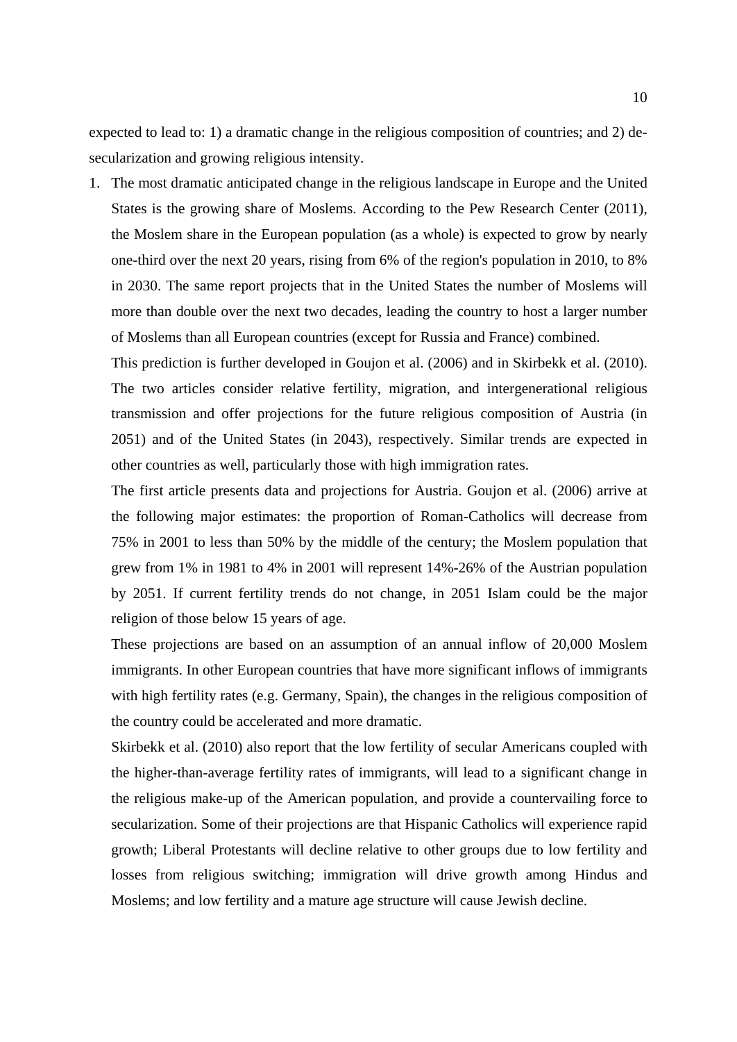expected to lead to: 1) a dramatic change in the religious composition of countries; and 2) de-secularization and growing religious intensity.

1. The most dramatic anticipated change in the religious landscape in Europe and the United States is the growing share of Moslems. According to the Pew Research Center (2011), the Moslem share in the European population (as a whole) is expected to grow by nearly one-third over the next 20 years, rising from 6% of the region's population in 2010, to 8% in 2030. The same report projects that in the United States the number of Moslems will more than double over the next two decades, leading the country to host a larger number of Moslems than all European countries (except for Russia and France) combined.

   This prediction is further developed in Goujon et al. (2006) and in Skirbekk et al. (2010). The two articles consider relative fertility, migration, and intergenerational religious transmission and offer projections for the future religious composition of Austria (in 2051) and of the United States (in 2043), respectively. Similar trends are expected in other countries as well, particularly those with high immigration rates.

   The first article presents data and projections for Austria. Goujon et al. (2006) arrive at the following major estimates: the proportion of Roman-Catholics will decrease from 75% in 2001 to less than 50% by the middle of the century; the Moslem population that grew from 1% in 1981 to 4% in 2001 will represent 14%-26% of the Austrian population by 2051. If current fertility trends do not change, in 2051 Islam could be the major religion of those below 15 years of age.

   These projections are based on an assumption of an annual inflow of 20,000 Moslem immigrants. In other European countries that have more significant inflows of immigrants with high fertility rates (e.g. Germany, Spain), the changes in the religious composition of the country could be accelerated and more dramatic.

   Skirbekk et al. (2010) also report that the low fertility of secular Americans coupled with the higher-than-average fertility rates of immigrants, will lead to a significant change in the religious make-up of the American population, and provide a countervailing force to secularization. Some of their projections are that Hispanic Catholics will experience rapid growth; Liberal Protestants will decline relative to other groups due to low fertility and losses from religious switching; immigration will drive growth among Hindus and Moslems; and low fertility and a mature age structure will cause Jewish decline.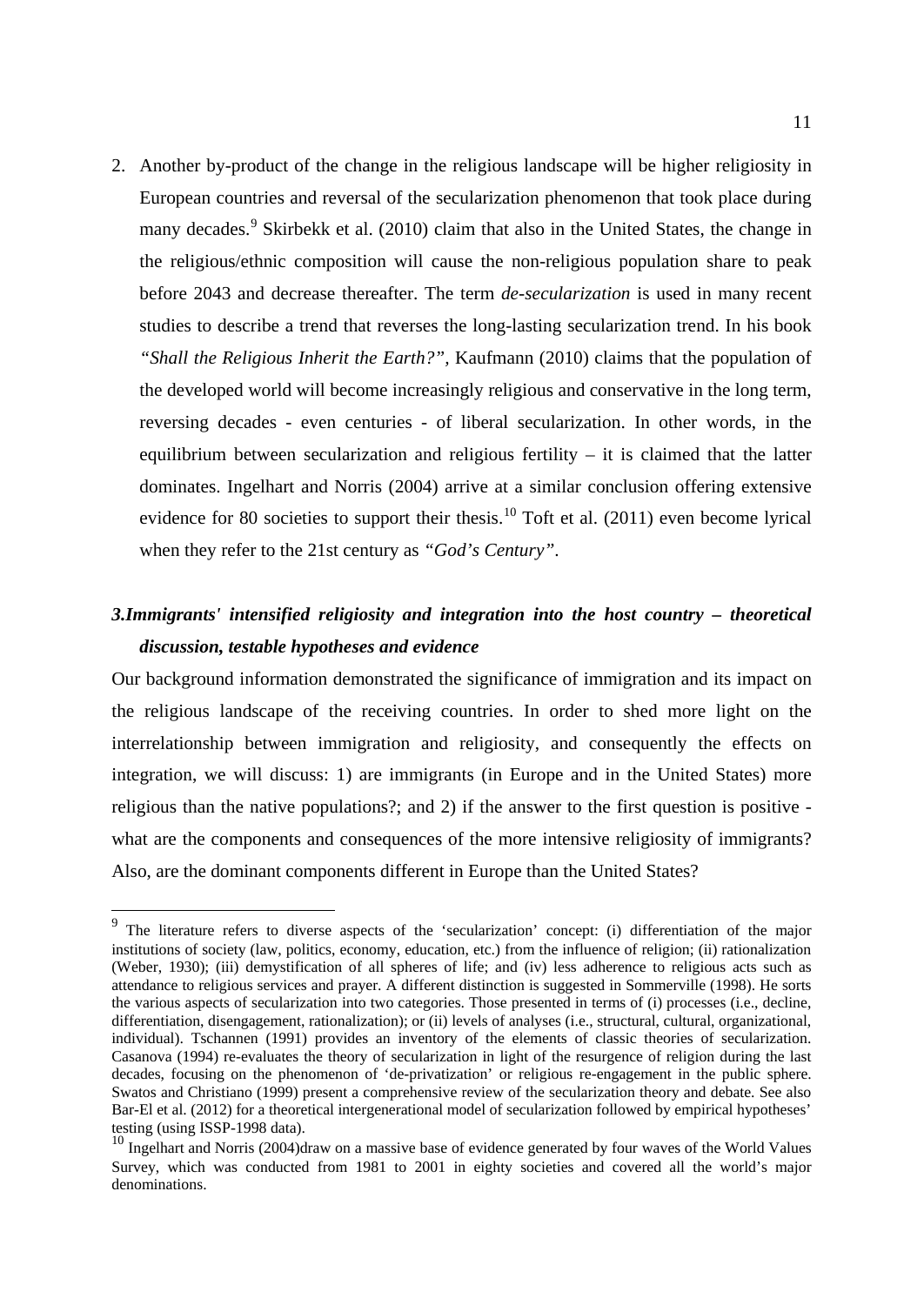2. Another by-product of the change in the religious landscape will be higher religiosity in European countries and reversal of the secularization phenomenon that took place during many decades.[9] Skirbekk et al. (2010) claim that also in the United States, the change in the religious/ethnic composition will cause the non-religious population share to peak before 2043 and decrease thereafter. The term *de-secularization* is used in many recent studies to describe a trend that reverses the long-lasting secularization trend. In his book *"Shall the Religious Inherit the Earth?"*, Kaufmann (2010) claims that the population of the developed world will become increasingly religious and conservative in the long term, reversing decades - even centuries - of liberal secularization. In other words, in the equilibrium between secularization and religious fertility – it is claimed that the latter dominates. Ingelhart and Norris (2004) arrive at a similar conclusion offering extensive evidence for 80 societies to support their thesis.[10] Toft et al. (2011) even become lyrical when they refer to the 21st century as *"God's Century"*.

## *3.Immigrants' intensified religiosity and integration into the host country – theoretical discussion, testable hypotheses and evidence*

Our background information demonstrated the significance of immigration and its impact on the religious landscape of the receiving countries. In order to shed more light on the interrelationship between immigration and religiosity, and consequently the effects on integration, we will discuss: 1) are immigrants (in Europe and in the United States) more religious than the native populations?; and 2) if the answer to the first question is positive - what are the components and consequences of the more intensive religiosity of immigrants? Also, are the dominant components different in Europe than the United States?

---

[9] The literature refers to diverse aspects of the 'secularization' concept: (i) differentiation of the major institutions of society (law, politics, economy, education, etc.) from the influence of religion; (ii) rationalization (Weber, 1930); (iii) demystification of all spheres of life; and (iv) less adherence to religious acts such as attendance to religious services and prayer. A different distinction is suggested in Sommerville (1998). He sorts the various aspects of secularization into two categories. Those presented in terms of (i) processes (i.e., decline, differentiation, disengagement, rationalization); or (ii) levels of analyses (i.e., structural, cultural, organizational, individual). Tschannen (1991) provides an inventory of the elements of classic theories of secularization. Casanova (1994) re-evaluates the theory of secularization in light of the resurgence of religion during the last decades, focusing on the phenomenon of 'de-privatization' or religious re-engagement in the public sphere. Swatos and Christiano (1999) present a comprehensive review of the secularization theory and debate. See also Bar-El et al. (2012) for a theoretical intergenerational model of secularization followed by empirical hypotheses' testing (using ISSP-1998 data).

[10] Ingelhart and Norris (2004)draw on a massive base of evidence generated by four waves of the World Values Survey, which was conducted from 1981 to 2001 in eighty societies and covered all the world's major denominations.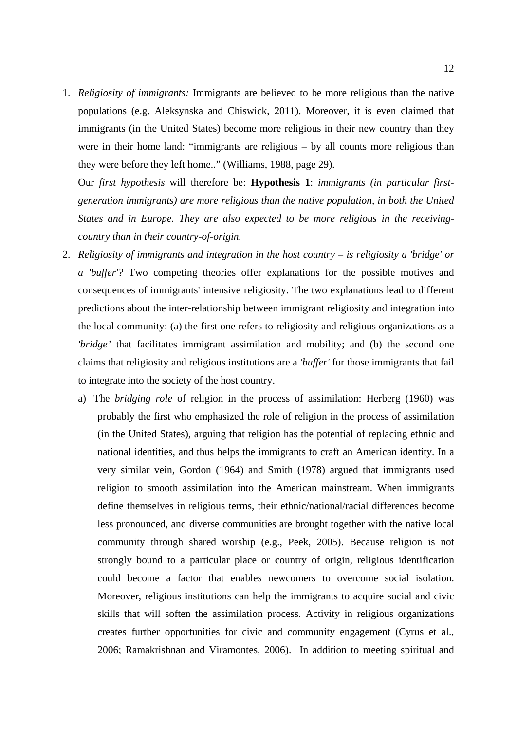1. *Religiosity of immigrants:* Immigrants are believed to be more religious than the native populations (e.g. Aleksynska and Chiswick, 2011). Moreover, it is even claimed that immigrants (in the United States) become more religious in their new country than they were in their home land: "immigrants are religious – by all counts more religious than they were before they left home.." (Williams, 1988, page 29).

   Our *first hypothesis* will therefore be: **Hypothesis 1**: *immigrants (in particular first-generation immigrants) are more religious than the native population, in both the United States and in Europe. They are also expected to be more religious in the receiving-country than in their country-of-origin.*

2. *Religiosity of immigrants and integration in the host country – is religiosity a 'bridge' or a 'buffer'?* Two competing theories offer explanations for the possible motives and consequences of immigrants' intensive religiosity. The two explanations lead to different predictions about the inter-relationship between immigrant religiosity and integration into the local community: (a) the first one refers to religiosity and religious organizations as a *'bridge'* that facilitates immigrant assimilation and mobility; and (b) the second one claims that religiosity and religious institutions are a *'buffer'* for those immigrants that fail to integrate into the society of the host country.

   a) The *bridging role* of religion in the process of assimilation: Herberg (1960) was probably the first who emphasized the role of religion in the process of assimilation (in the United States), arguing that religion has the potential of replacing ethnic and national identities, and thus helps the immigrants to craft an American identity. In a very similar vein, Gordon (1964) and Smith (1978) argued that immigrants used religion to smooth assimilation into the American mainstream. When immigrants define themselves in religious terms, their ethnic/national/racial differences become less pronounced, and diverse communities are brought together with the native local community through shared worship (e.g., Peek, 2005). Because religion is not strongly bound to a particular place or country of origin, religious identification could become a factor that enables newcomers to overcome social isolation. Moreover, religious institutions can help the immigrants to acquire social and civic skills that will soften the assimilation process. Activity in religious organizations creates further opportunities for civic and community engagement (Cyrus et al., 2006; Ramakrishnan and Viramontes, 2006). In addition to meeting spiritual and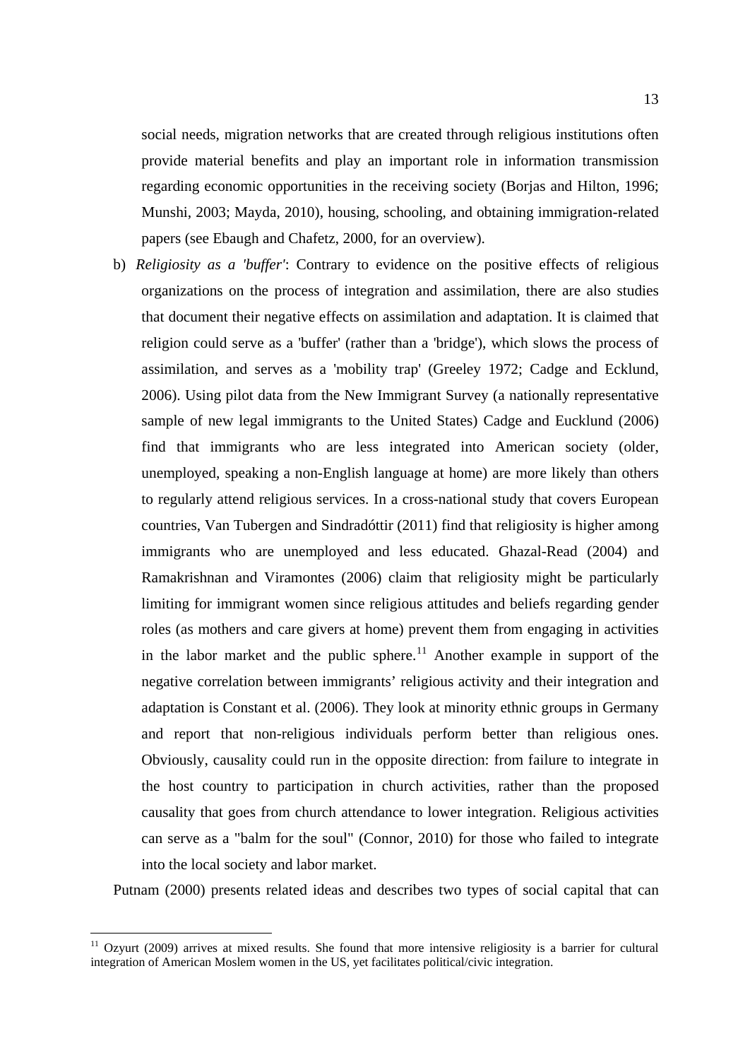social needs, migration networks that are created through religious institutions often provide material benefits and play an important role in information transmission regarding economic opportunities in the receiving society (Borjas and Hilton, 1996; Munshi, 2003; Mayda, 2010), housing, schooling, and obtaining immigration-related papers (see Ebaugh and Chafetz, 2000, for an overview).

b) *Religiosity as a 'buffer'*: Contrary to evidence on the positive effects of religious organizations on the process of integration and assimilation, there are also studies that document their negative effects on assimilation and adaptation. It is claimed that religion could serve as a 'buffer' (rather than a 'bridge'), which slows the process of assimilation, and serves as a 'mobility trap' (Greeley 1972; Cadge and Ecklund, 2006). Using pilot data from the New Immigrant Survey (a nationally representative sample of new legal immigrants to the United States) Cadge and Eucklund (2006) find that immigrants who are less integrated into American society (older, unemployed, speaking a non-English language at home) are more likely than others to regularly attend religious services. In a cross-national study that covers European countries, Van Tubergen and Sindradóttir (2011) find that religiosity is higher among immigrants who are unemployed and less educated. Ghazal-Read (2004) and Ramakrishnan and Viramontes (2006) claim that religiosity might be particularly limiting for immigrant women since religious attitudes and beliefs regarding gender roles (as mothers and care givers at home) prevent them from engaging in activities in the labor market and the public sphere.[11] Another example in support of the negative correlation between immigrants' religious activity and their integration and adaptation is Constant et al. (2006). They look at minority ethnic groups in Germany and report that non-religious individuals perform better than religious ones. Obviously, causality could run in the opposite direction: from failure to integrate in the host country to participation in church activities, rather than the proposed causality that goes from church attendance to lower integration. Religious activities can serve as a "balm for the soul" (Connor, 2010) for those who failed to integrate into the local society and labor market.

Putnam (2000) presents related ideas and describes two types of social capital that can

[11] Ozyurt (2009) arrives at mixed results. She found that more intensive religiosity is a barrier for cultural integration of American Moslem women in the US, yet facilitates political/civic integration.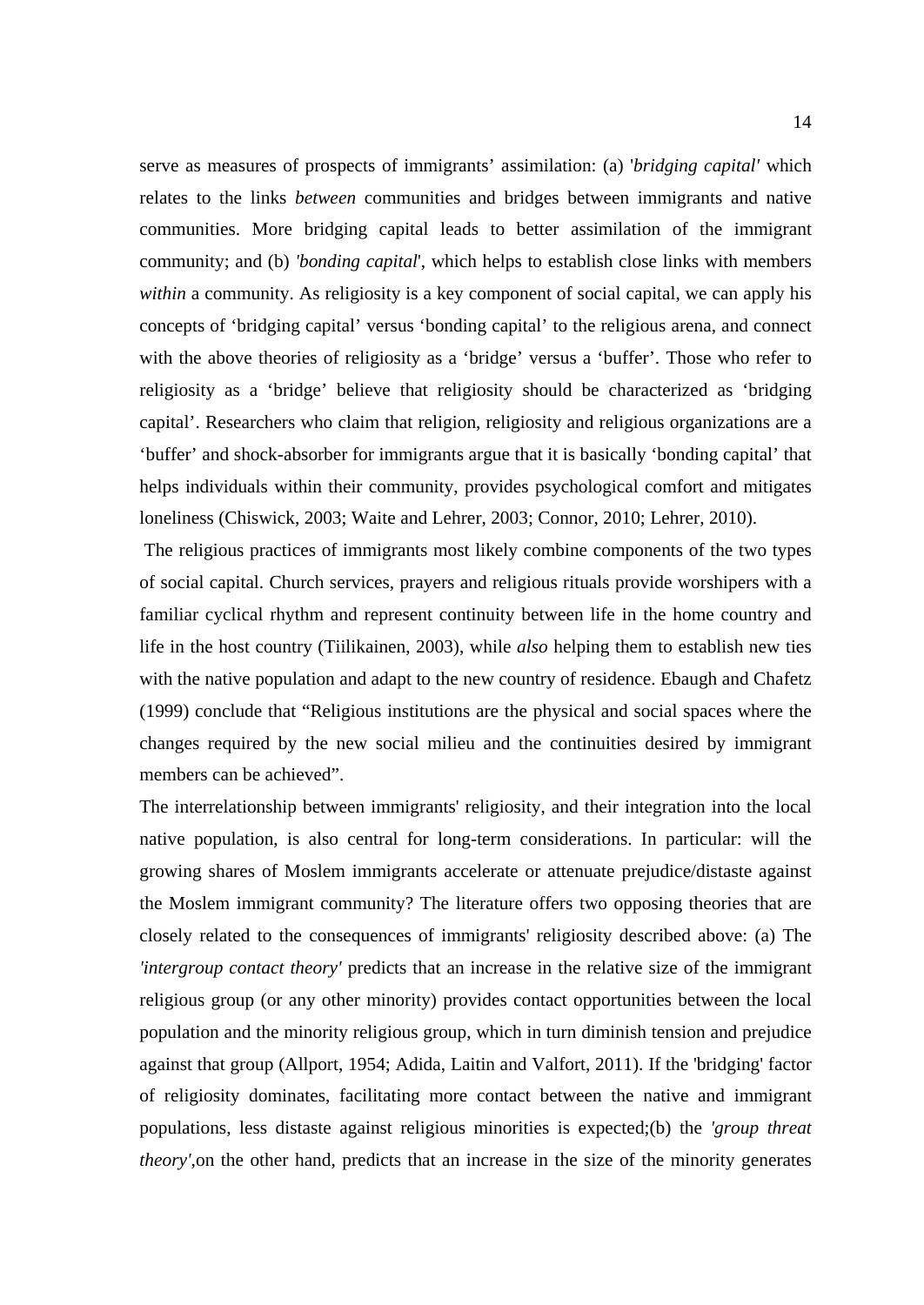serve as measures of prospects of immigrants' assimilation: (a) '*bridging capital'* which relates to the links *between* communities and bridges between immigrants and native communities. More bridging capital leads to better assimilation of the immigrant community; and (b) *'bonding capital*', which helps to establish close links with members *within* a community. As religiosity is a key component of social capital, we can apply his concepts of 'bridging capital' versus 'bonding capital' to the religious arena, and connect with the above theories of religiosity as a 'bridge' versus a 'buffer'. Those who refer to religiosity as a 'bridge' believe that religiosity should be characterized as 'bridging capital'. Researchers who claim that religion, religiosity and religious organizations are a 'buffer' and shock-absorber for immigrants argue that it is basically 'bonding capital' that helps individuals within their community, provides psychological comfort and mitigates loneliness (Chiswick, 2003; Waite and Lehrer, 2003; Connor, 2010; Lehrer, 2010).

The religious practices of immigrants most likely combine components of the two types of social capital. Church services, prayers and religious rituals provide worshipers with a familiar cyclical rhythm and represent continuity between life in the home country and life in the host country (Tiilikainen, 2003), while *also* helping them to establish new ties with the native population and adapt to the new country of residence. Ebaugh and Chafetz (1999) conclude that "Religious institutions are the physical and social spaces where the changes required by the new social milieu and the continuities desired by immigrant members can be achieved".

The interrelationship between immigrants' religiosity, and their integration into the local native population, is also central for long-term considerations. In particular: will the growing shares of Moslem immigrants accelerate or attenuate prejudice/distaste against the Moslem immigrant community? The literature offers two opposing theories that are closely related to the consequences of immigrants' religiosity described above: (a) The *'intergroup contact theory'* predicts that an increase in the relative size of the immigrant religious group (or any other minority) provides contact opportunities between the local population and the minority religious group, which in turn diminish tension and prejudice against that group (Allport, 1954; Adida, Laitin and Valfort, 2011). If the 'bridging' factor of religiosity dominates, facilitating more contact between the native and immigrant populations, less distaste against religious minorities is expected;(b) the *'group threat theory'*,on the other hand, predicts that an increase in the size of the minority generates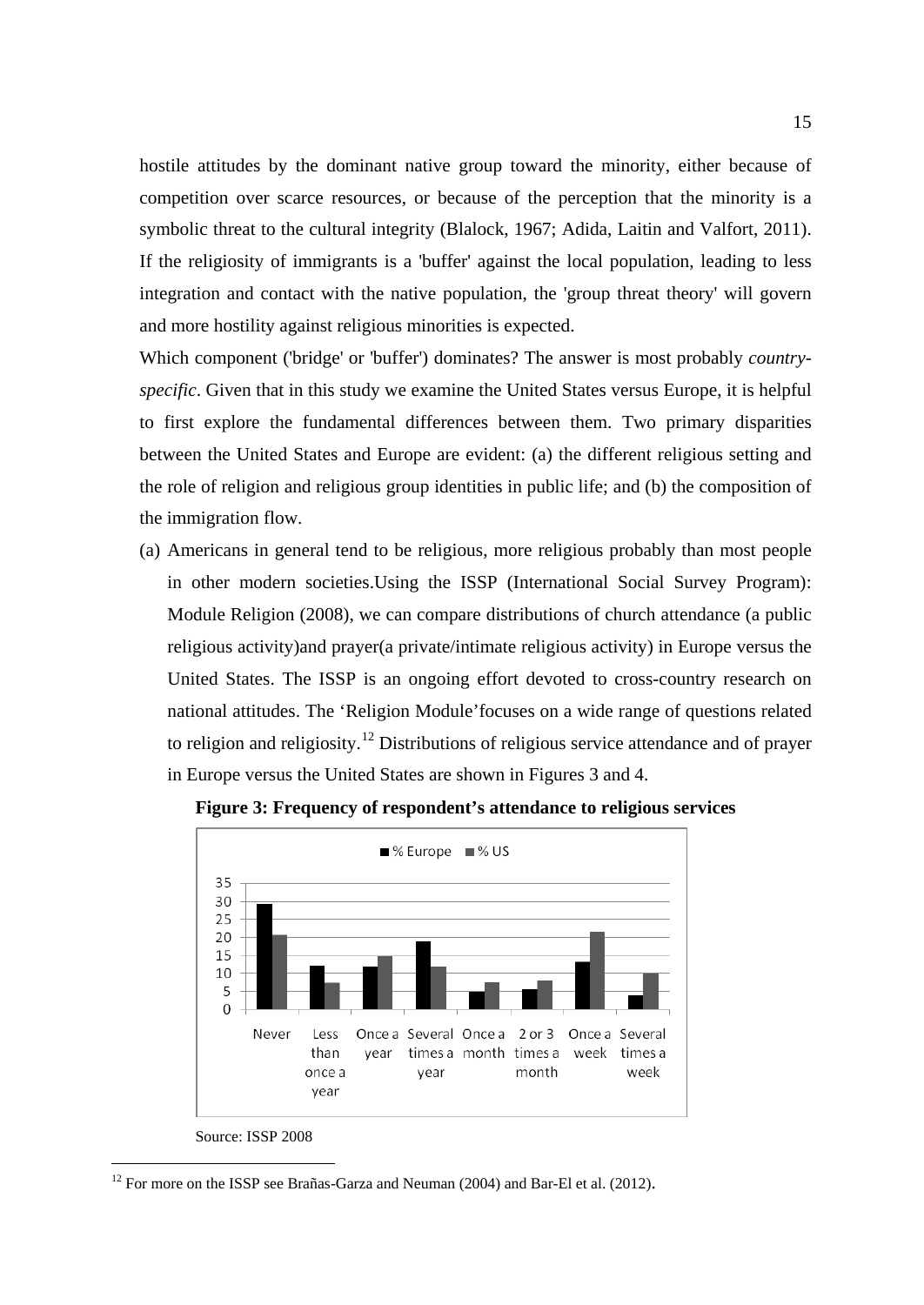hostile attitudes by the dominant native group toward the minority, either because of competition over scarce resources, or because of the perception that the minority is a symbolic threat to the cultural integrity (Blalock, 1967; Adida, Laitin and Valfort, 2011). If the religiosity of immigrants is a 'buffer' against the local population, leading to less integration and contact with the native population, the 'group threat theory' will govern and more hostility against religious minorities is expected.

Which component ('bridge' or 'buffer') dominates? The answer is most probably *country-specific*. Given that in this study we examine the United States versus Europe, it is helpful to first explore the fundamental differences between them. Two primary disparities between the United States and Europe are evident: (a) the different religious setting and the role of religion and religious group identities in public life; and (b) the composition of the immigration flow.

(a) Americans in general tend to be religious, more religious probably than most people in other modern societies.Using the ISSP (International Social Survey Program): Module Religion (2008), we can compare distributions of church attendance (a public religious activity)and prayer(a private/intimate religious activity) in Europe versus the United States. The ISSP is an ongoing effort devoted to cross-country research on national attitudes. The ‘Religion Module’focuses on a wide range of questions related to religion and religiosity.[12] Distributions of religious service attendance and of prayer in Europe versus the United States are shown in Figures 3 and 4.

**Figure 3: Frequency of respondent’s attendance to religious services**

Source: ISSP 2008

[12] For more on the ISSP see Brañas-Garza and Neuman (2004) and Bar-El et al. (2012).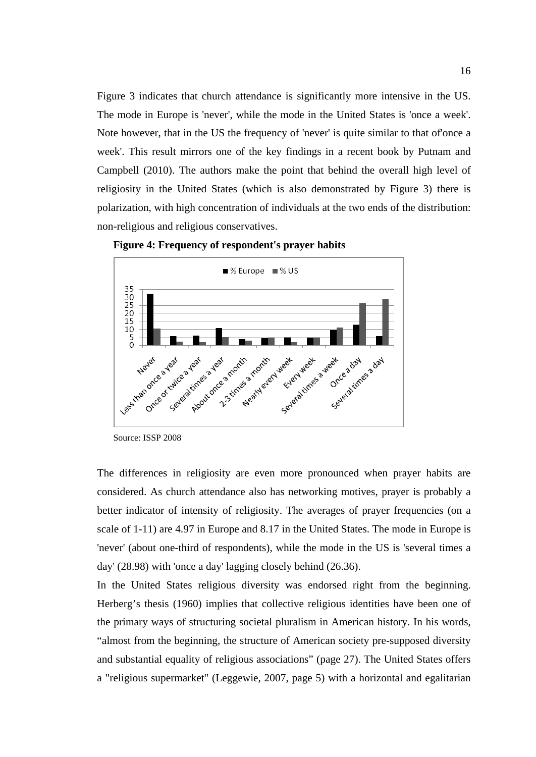Figure 3 indicates that church attendance is significantly more intensive in the US. The mode in Europe is 'never', while the mode in the United States is 'once a week'. Note however, that in the US the frequency of 'never' is quite similar to that of'once a week'. This result mirrors one of the key findings in a recent book by Putnam and Campbell (2010). The authors make the point that behind the overall high level of religiosity in the United States (which is also demonstrated by Figure 3) there is polarization, with high concentration of individuals at the two ends of the distribution: non-religious and religious conservatives.

**Figure 4: Frequency of respondent's prayer habits**

Source: ISSP 2008

The differences in religiosity are even more pronounced when prayer habits are considered. As church attendance also has networking motives, prayer is probably a better indicator of intensity of religiosity. The averages of prayer frequencies (on a scale of 1-11) are 4.97 in Europe and 8.17 in the United States. The mode in Europe is 'never' (about one-third of respondents), while the mode in the US is 'several times a day' (28.98) with 'once a day' lagging closely behind (26.36).

In the United States religious diversity was endorsed right from the beginning. Herberg's thesis (1960) implies that collective religious identities have been one of the primary ways of structuring societal pluralism in American history. In his words, "almost from the beginning, the structure of American society pre-supposed diversity and substantial equality of religious associations" (page 27). The United States offers a "religious supermarket" (Leggewie, 2007, page 5) with a horizontal and egalitarian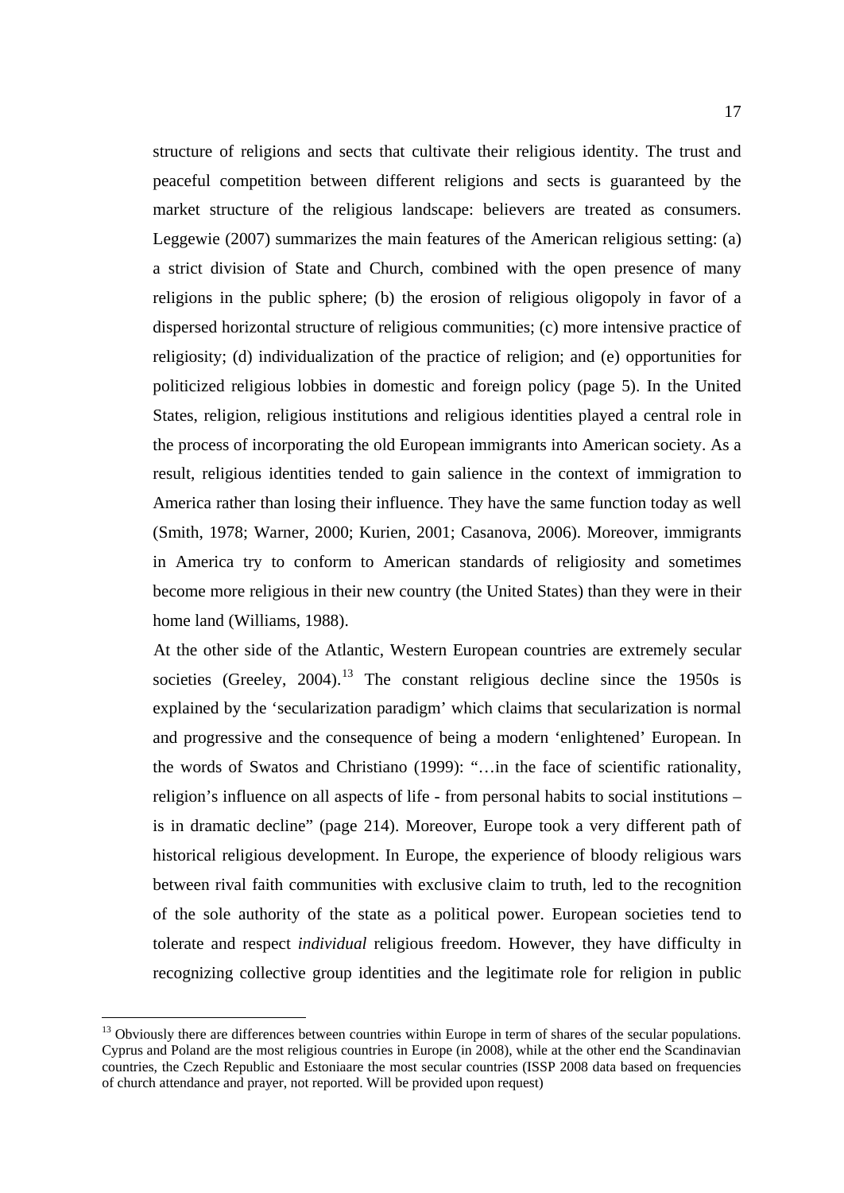structure of religions and sects that cultivate their religious identity. The trust and peaceful competition between different religions and sects is guaranteed by the market structure of the religious landscape: believers are treated as consumers. Leggewie (2007) summarizes the main features of the American religious setting: (a) a strict division of State and Church, combined with the open presence of many religions in the public sphere; (b) the erosion of religious oligopoly in favor of a dispersed horizontal structure of religious communities; (c) more intensive practice of religiosity; (d) individualization of the practice of religion; and (e) opportunities for politicized religious lobbies in domestic and foreign policy (page 5). In the United States, religion, religious institutions and religious identities played a central role in the process of incorporating the old European immigrants into American society. As a result, religious identities tended to gain salience in the context of immigration to America rather than losing their influence. They have the same function today as well (Smith, 1978; Warner, 2000; Kurien, 2001; Casanova, 2006). Moreover, immigrants in America try to conform to American standards of religiosity and sometimes become more religious in their new country (the United States) than they were in their home land (Williams, 1988).

At the other side of the Atlantic, Western European countries are extremely secular societies (Greeley, 2004).[13] The constant religious decline since the 1950s is explained by the 'secularization paradigm' which claims that secularization is normal and progressive and the consequence of being a modern 'enlightened' European. In the words of Swatos and Christiano (1999): "…in the face of scientific rationality, religion's influence on all aspects of life - from personal habits to social institutions – is in dramatic decline" (page 214). Moreover, Europe took a very different path of historical religious development. In Europe, the experience of bloody religious wars between rival faith communities with exclusive claim to truth, led to the recognition of the sole authority of the state as a political power. European societies tend to tolerate and respect *individual* religious freedom. However, they have difficulty in recognizing collective group identities and the legitimate role for religion in public

[13] Obviously there are differences between countries within Europe in term of shares of the secular populations. Cyprus and Poland are the most religious countries in Europe (in 2008), while at the other end the Scandinavian countries, the Czech Republic and Estoniaare the most secular countries (ISSP 2008 data based on frequencies of church attendance and prayer, not reported. Will be provided upon request)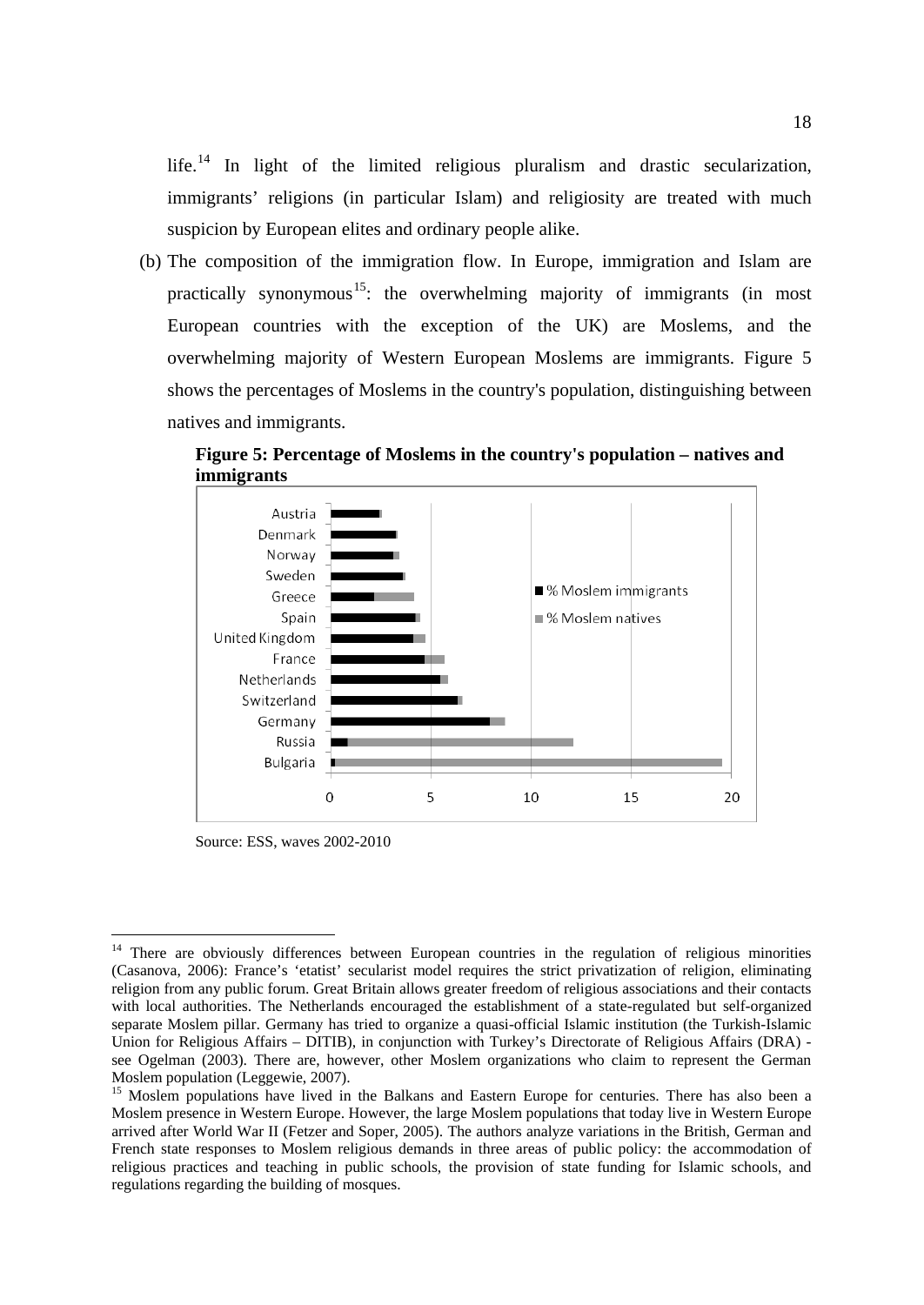life.[14] In light of the limited religious pluralism and drastic secularization, immigrants' religions (in particular Islam) and religiosity are treated with much suspicion by European elites and ordinary people alike.

(b) The composition of the immigration flow. In Europe, immigration and Islam are practically synonymous[15]: the overwhelming majority of immigrants (in most European countries with the exception of the UK) are Moslems, and the overwhelming majority of Western European Moslems are immigrants. Figure 5 shows the percentages of Moslems in the country's population, distinguishing between natives and immigrants.

**Figure 5: Percentage of Moslems in the country's population – natives and immigrants**

Source: ESS, waves 2002-2010

---

[14] There are obviously differences between European countries in the regulation of religious minorities (Casanova, 2006): France's 'etatist' secularist model requires the strict privatization of religion, eliminating religion from any public forum. Great Britain allows greater freedom of religious associations and their contacts with local authorities. The Netherlands encouraged the establishment of a state-regulated but self-organized separate Moslem pillar. Germany has tried to organize a quasi-official Islamic institution (the Turkish-Islamic Union for Religious Affairs – DITIB), in conjunction with Turkey's Directorate of Religious Affairs (DRA) - see Ogelman (2003). There are, however, other Moslem organizations who claim to represent the German Moslem population (Leggewie, 2007).

[15] Moslem populations have lived in the Balkans and Eastern Europe for centuries. There has also been a Moslem presence in Western Europe. However, the large Moslem populations that today live in Western Europe arrived after World War II (Fetzer and Soper, 2005). The authors analyze variations in the British, German and French state responses to Moslem religious demands in three areas of public policy: the accommodation of religious practices and teaching in public schools, the provision of state funding for Islamic schools, and regulations regarding the building of mosques.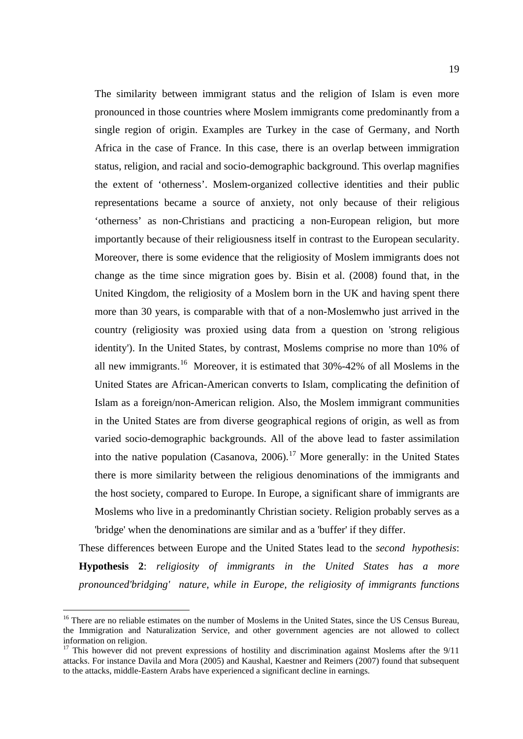The similarity between immigrant status and the religion of Islam is even more pronounced in those countries where Moslem immigrants come predominantly from a single region of origin. Examples are Turkey in the case of Germany, and North Africa in the case of France. In this case, there is an overlap between immigration status, religion, and racial and socio-demographic background. This overlap magnifies the extent of 'otherness'. Moslem-organized collective identities and their public representations became a source of anxiety, not only because of their religious 'otherness' as non-Christians and practicing a non-European religion, but more importantly because of their religiousness itself in contrast to the European secularity. Moreover, there is some evidence that the religiosity of Moslem immigrants does not change as the time since migration goes by. Bisin et al. (2008) found that, in the United Kingdom, the religiosity of a Moslem born in the UK and having spent there more than 30 years, is comparable with that of a non-Moslemwho just arrived in the country (religiosity was proxied using data from a question on 'strong religious identity'). In the United States, by contrast, Moslems comprise no more than 10% of all new immigrants.[16] Moreover, it is estimated that 30%-42% of all Moslems in the United States are African-American converts to Islam, complicating the definition of Islam as a foreign/non-American religion. Also, the Moslem immigrant communities in the United States are from diverse geographical regions of origin, as well as from varied socio-demographic backgrounds. All of the above lead to faster assimilation into the native population (Casanova, 2006).[17] More generally: in the United States there is more similarity between the religious denominations of the immigrants and the host society, compared to Europe. In Europe, a significant share of immigrants are Moslems who live in a predominantly Christian society. Religion probably serves as a 'bridge' when the denominations are similar and as a 'buffer' if they differ.

These differences between Europe and the United States lead to the *second hypothesis*: **Hypothesis 2**: *religiosity of immigrants in the United States has a more pronounced'bridging' nature, while in Europe, the religiosity of immigrants functions*

[16] There are no reliable estimates on the number of Moslems in the United States, since the US Census Bureau, the Immigration and Naturalization Service, and other government agencies are not allowed to collect information on religion.

[17] This however did not prevent expressions of hostility and discrimination against Moslems after the 9/11 attacks. For instance Davila and Mora (2005) and Kaushal, Kaestner and Reimers (2007) found that subsequent to the attacks, middle-Eastern Arabs have experienced a significant decline in earnings.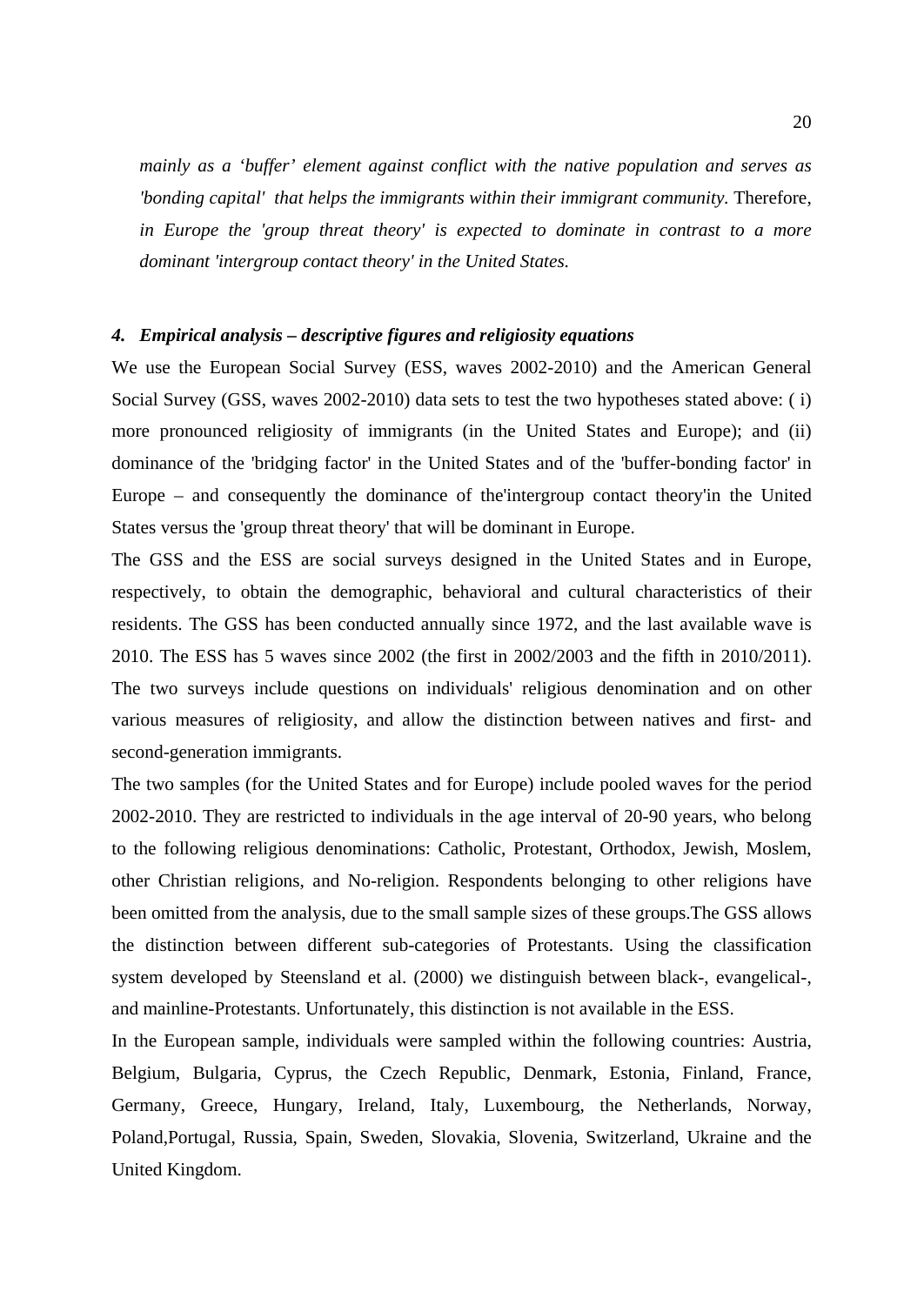*mainly as a 'buffer' element against conflict with the native population and serves as 'bonding capital' that helps the immigrants within their immigrant community.* Therefore, *in Europe the 'group threat theory' is expected to dominate in contrast to a more dominant 'intergroup contact theory' in the United States.*

#### *4. Empirical analysis – descriptive figures and religiosity equations*

We use the European Social Survey (ESS, waves 2002-2010) and the American General Social Survey (GSS, waves 2002-2010) data sets to test the two hypotheses stated above: ( i) more pronounced religiosity of immigrants (in the United States and Europe); and (ii) dominance of the 'bridging factor' in the United States and of the 'buffer-bonding factor' in Europe – and consequently the dominance of the'intergroup contact theory'in the United States versus the 'group threat theory' that will be dominant in Europe.

The GSS and the ESS are social surveys designed in the United States and in Europe, respectively, to obtain the demographic, behavioral and cultural characteristics of their residents. The GSS has been conducted annually since 1972, and the last available wave is 2010. The ESS has 5 waves since 2002 (the first in 2002/2003 and the fifth in 2010/2011). The two surveys include questions on individuals' religious denomination and on other various measures of religiosity, and allow the distinction between natives and first- and second-generation immigrants.

The two samples (for the United States and for Europe) include pooled waves for the period 2002-2010. They are restricted to individuals in the age interval of 20-90 years, who belong to the following religious denominations: Catholic, Protestant, Orthodox, Jewish, Moslem, other Christian religions, and No-religion. Respondents belonging to other religions have been omitted from the analysis, due to the small sample sizes of these groups.The GSS allows the distinction between different sub-categories of Protestants. Using the classification system developed by Steensland et al. (2000) we distinguish between black-, evangelical-, and mainline-Protestants. Unfortunately, this distinction is not available in the ESS.

In the European sample, individuals were sampled within the following countries: Austria, Belgium, Bulgaria, Cyprus, the Czech Republic, Denmark, Estonia, Finland, France, Germany, Greece, Hungary, Ireland, Italy, Luxembourg, the Netherlands, Norway, Poland,Portugal, Russia, Spain, Sweden, Slovakia, Slovenia, Switzerland, Ukraine and the United Kingdom.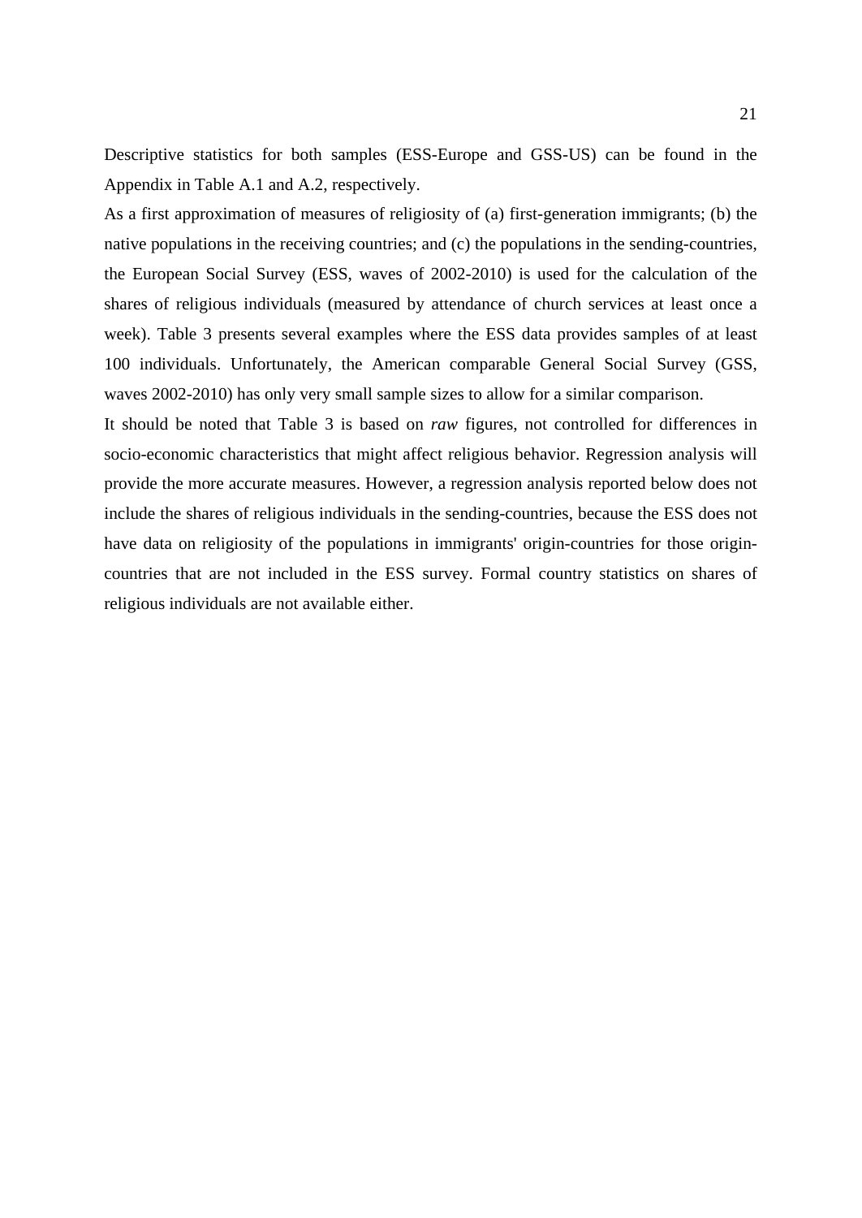Descriptive statistics for both samples (ESS-Europe and GSS-US) can be found in the Appendix in Table A.1 and A.2, respectively.

As a first approximation of measures of religiosity of (a) first-generation immigrants; (b) the native populations in the receiving countries; and (c) the populations in the sending-countries, the European Social Survey (ESS, waves of 2002-2010) is used for the calculation of the shares of religious individuals (measured by attendance of church services at least once a week). Table 3 presents several examples where the ESS data provides samples of at least 100 individuals. Unfortunately, the American comparable General Social Survey (GSS, waves 2002-2010) has only very small sample sizes to allow for a similar comparison.

It should be noted that Table 3 is based on *raw* figures, not controlled for differences in socio-economic characteristics that might affect religious behavior. Regression analysis will provide the more accurate measures. However, a regression analysis reported below does not include the shares of religious individuals in the sending-countries, because the ESS does not have data on religiosity of the populations in immigrants' origin-countries for those origin-countries that are not included in the ESS survey. Formal country statistics on shares of religious individuals are not available either.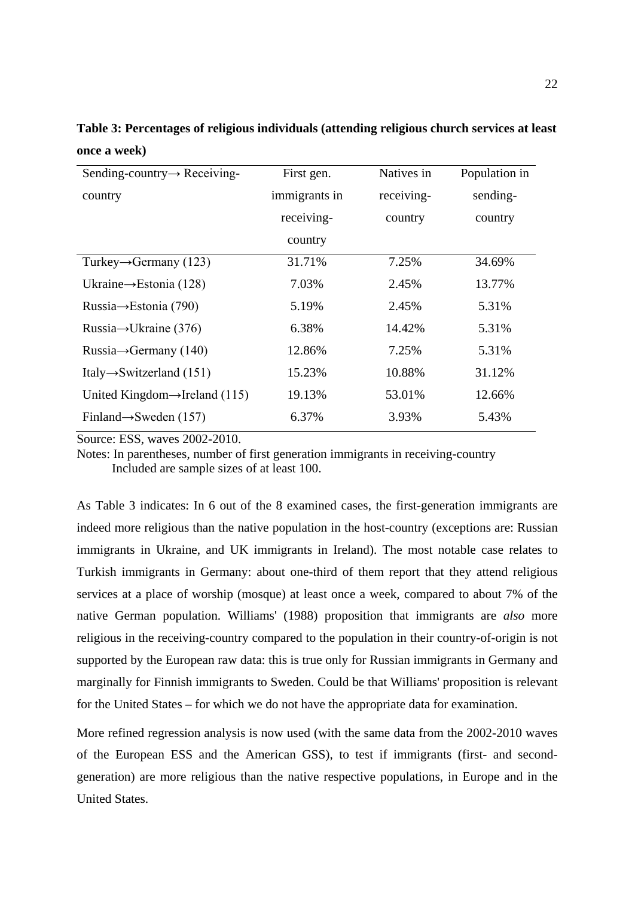**Table 3: Percentages of religious individuals (attending religious church services at least once a week)**

| Sending-country→ Receiving-country | First gen. immigrants in receiving-country | Natives in receiving-country | Population in sending-country |
|---|---|---|---|
| Turkey→Germany (123) | 31.71% | 7.25% | 34.69% |
| Ukraine→Estonia (128) | 7.03% | 2.45% | 13.77% |
| Russia→Estonia (790) | 5.19% | 2.45% | 5.31% |
| Russia→Ukraine (376) | 6.38% | 14.42% | 5.31% |
| Russia→Germany (140) | 12.86% | 7.25% | 5.31% |
| Italy→Switzerland (151) | 15.23% | 10.88% | 31.12% |
| United Kingdom→Ireland (115) | 19.13% | 53.01% | 12.66% |
| Finland→Sweden (157) | 6.37% | 3.93% | 5.43% |

Source: ESS, waves 2002-2010.

Notes: In parentheses, number of first generation immigrants in receiving-country
Included are sample sizes of at least 100.

As Table 3 indicates: In 6 out of the 8 examined cases, the first-generation immigrants are indeed more religious than the native population in the host-country (exceptions are: Russian immigrants in Ukraine, and UK immigrants in Ireland). The most notable case relates to Turkish immigrants in Germany: about one-third of them report that they attend religious services at a place of worship (mosque) at least once a week, compared to about 7% of the native German population. Williams' (1988) proposition that immigrants are *also* more religious in the receiving-country compared to the population in their country-of-origin is not supported by the European raw data: this is true only for Russian immigrants in Germany and marginally for Finnish immigrants to Sweden. Could be that Williams' proposition is relevant for the United States – for which we do not have the appropriate data for examination.

More refined regression analysis is now used (with the same data from the 2002-2010 waves of the European ESS and the American GSS), to test if immigrants (first- and second-generation) are more religious than the native respective populations, in Europe and in the United States.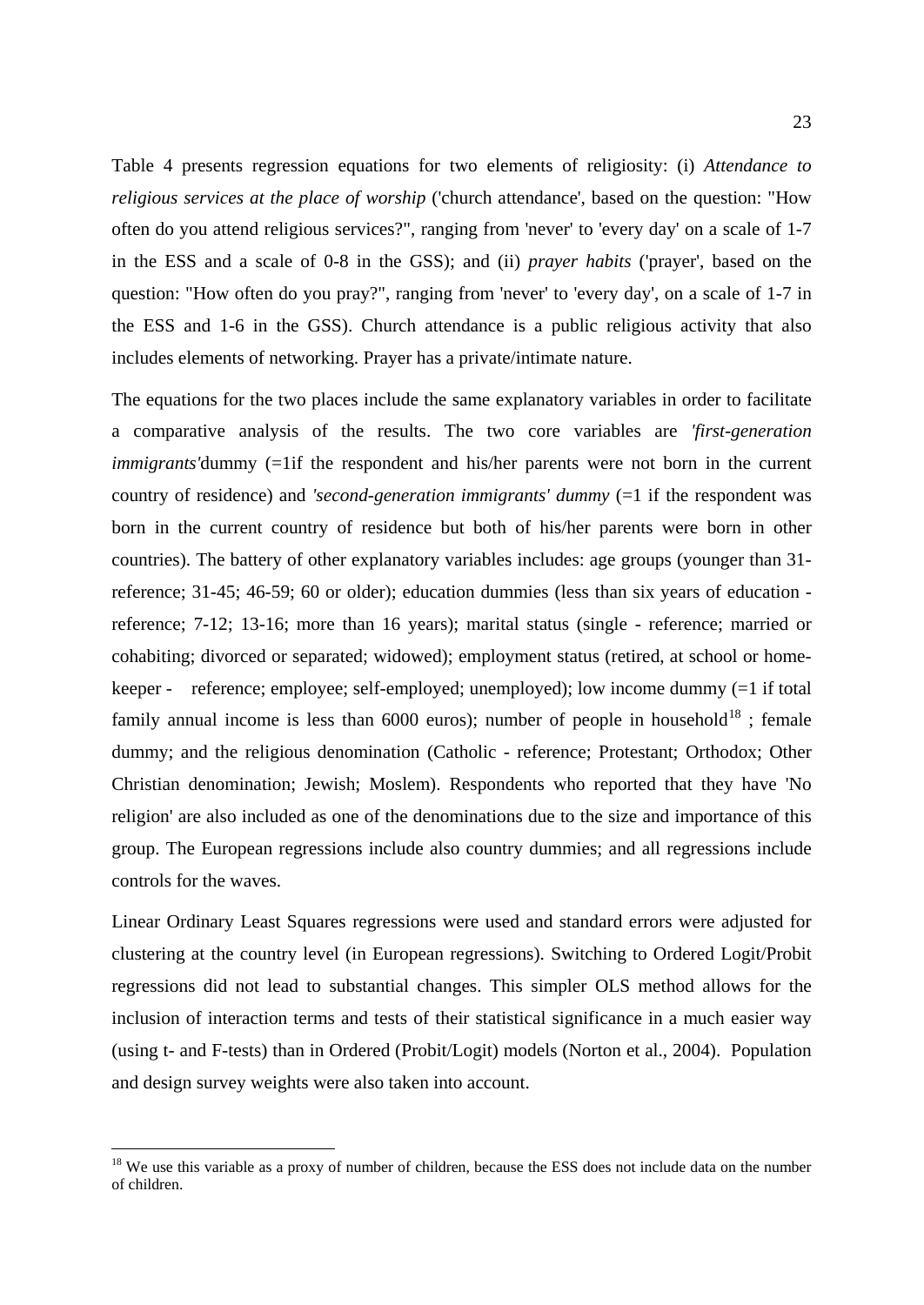Table 4 presents regression equations for two elements of religiosity: (i) *Attendance to religious services at the place of worship* ('church attendance', based on the question: "How often do you attend religious services?", ranging from 'never' to 'every day' on a scale of 1-7 in the ESS and a scale of 0-8 in the GSS); and (ii) *prayer habits* ('prayer', based on the question: "How often do you pray?", ranging from 'never' to 'every day', on a scale of 1-7 in the ESS and 1-6 in the GSS). Church attendance is a public religious activity that also includes elements of networking. Prayer has a private/intimate nature.

The equations for the two places include the same explanatory variables in order to facilitate a comparative analysis of the results. The two core variables are *'first-generation immigrants'*dummy (=1if the respondent and his/her parents were not born in the current country of residence) and *'second-generation immigrants' dummy* (=1 if the respondent was born in the current country of residence but both of his/her parents were born in other countries). The battery of other explanatory variables includes: age groups (younger than 31- reference; 31-45; 46-59; 60 or older); education dummies (less than six years of education - reference; 7-12; 13-16; more than 16 years); marital status (single - reference; married or cohabiting; divorced or separated; widowed); employment status (retired, at school or home-keeper - reference; employee; self-employed; unemployed); low income dummy (=1 if total family annual income is less than 6000 euros); number of people in household[18] ; female dummy; and the religious denomination (Catholic - reference; Protestant; Orthodox; Other Christian denomination; Jewish; Moslem). Respondents who reported that they have 'No religion' are also included as one of the denominations due to the size and importance of this group. The European regressions include also country dummies; and all regressions include controls for the waves.

Linear Ordinary Least Squares regressions were used and standard errors were adjusted for clustering at the country level (in European regressions). Switching to Ordered Logit/Probit regressions did not lead to substantial changes. This simpler OLS method allows for the inclusion of interaction terms and tests of their statistical significance in a much easier way (using t- and F-tests) than in Ordered (Probit/Logit) models (Norton et al., 2004). Population and design survey weights were also taken into account.

---

[18] We use this variable as a proxy of number of children, because the ESS does not include data on the number of children.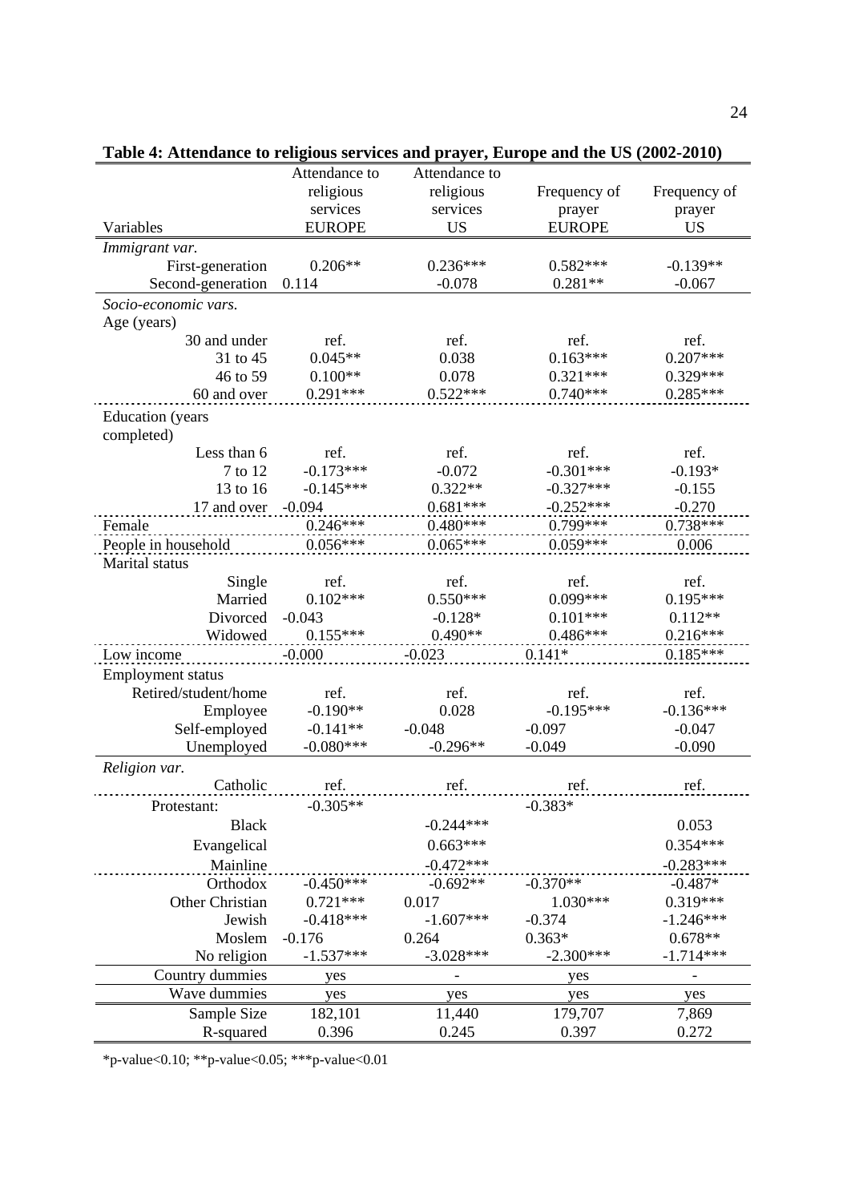**Table 4: Attendance to religious services and prayer, Europe and the US (2002-2010)**

| Variables | Attendance to religious services EUROPE | Attendance to religious services US | Frequency of prayer EUROPE | Frequency of prayer US |
|---|---|---|---|---|
| *Immigrant var.* | | | | |
| First-generation | 0.206** | 0.236*** | 0.582*** | -0.139** |
| Second-generation | 0.114 | -0.078 | 0.281** | -0.067 |
| *Socio-economic vars.* | | | | |
| Age (years) | | | | |
| 30 and under | ref. | ref. | ref. | ref. |
| 31 to 45 | 0.045** | 0.038 | 0.163*** | 0.207*** |
| 46 to 59 | 0.100** | 0.078 | 0.321*** | 0.329*** |
| 60 and over | 0.291*** | 0.522*** | 0.740*** | 0.285*** |
| Education (years completed) | | | | |
| Less than 6 | ref. | ref. | ref. | ref. |
| 7 to 12 | -0.173*** | -0.072 | -0.301*** | -0.193* |
| 13 to 16 | -0.145*** | 0.322** | -0.327*** | -0.155 |
| 17 and over | -0.094 | 0.681*** | -0.252*** | -0.270 |
| Female | 0.246*** | 0.480*** | 0.799*** | 0.738*** |
| People in household | 0.056*** | 0.065*** | 0.059*** | 0.006 |
| Marital status | | | | |
| Single | ref. | ref. | ref. | ref. |
| Married | 0.102*** | 0.550*** | 0.099*** | 0.195*** |
| Divorced | -0.043 | -0.128* | 0.101*** | 0.112** |
| Widowed | 0.155*** | 0.490** | 0.486*** | 0.216*** |
| Low income | -0.000 | -0.023 | 0.141* | 0.185*** |
| Employment status | | | | |
| Retired/student/home | ref. | ref. | ref. | ref. |
| Employee | -0.190** | 0.028 | -0.195*** | -0.136*** |
| Self-employed | -0.141** | -0.048 | -0.097 | -0.047 |
| Unemployed | -0.080*** | -0.296** | -0.049 | -0.090 |
| *Religion var.* | | | | |
| Catholic | ref. | ref. | ref. | ref. |
| Protestant: | -0.305** | | -0.383* | |
| Black | | -0.244*** | | 0.053 |
| Evangelical | | 0.663*** | | 0.354*** |
| Mainline | | -0.472*** | | -0.283*** |
| Orthodox | -0.450*** | -0.692** | -0.370** | -0.487* |
| Other Christian | 0.721*** | 0.017 | 1.030*** | 0.319*** |
| Jewish | -0.418*** | -1.607*** | -0.374 | -1.246*** |
| Moslem | -0.176 | 0.264 | 0.363* | 0.678** |
| No religion | -1.537*** | -3.028*** | -2.300*** | -1.714*** |
| Country dummies | yes | - | yes | - |
| Wave dummies | yes | yes | yes | yes |
| Sample Size | 182,101 | 11,440 | 179,707 | 7,869 |
| R-squared | 0.396 | 0.245 | 0.397 | 0.272 |

*p-value<0.10; **p-value<0.05; ***p-value<0.01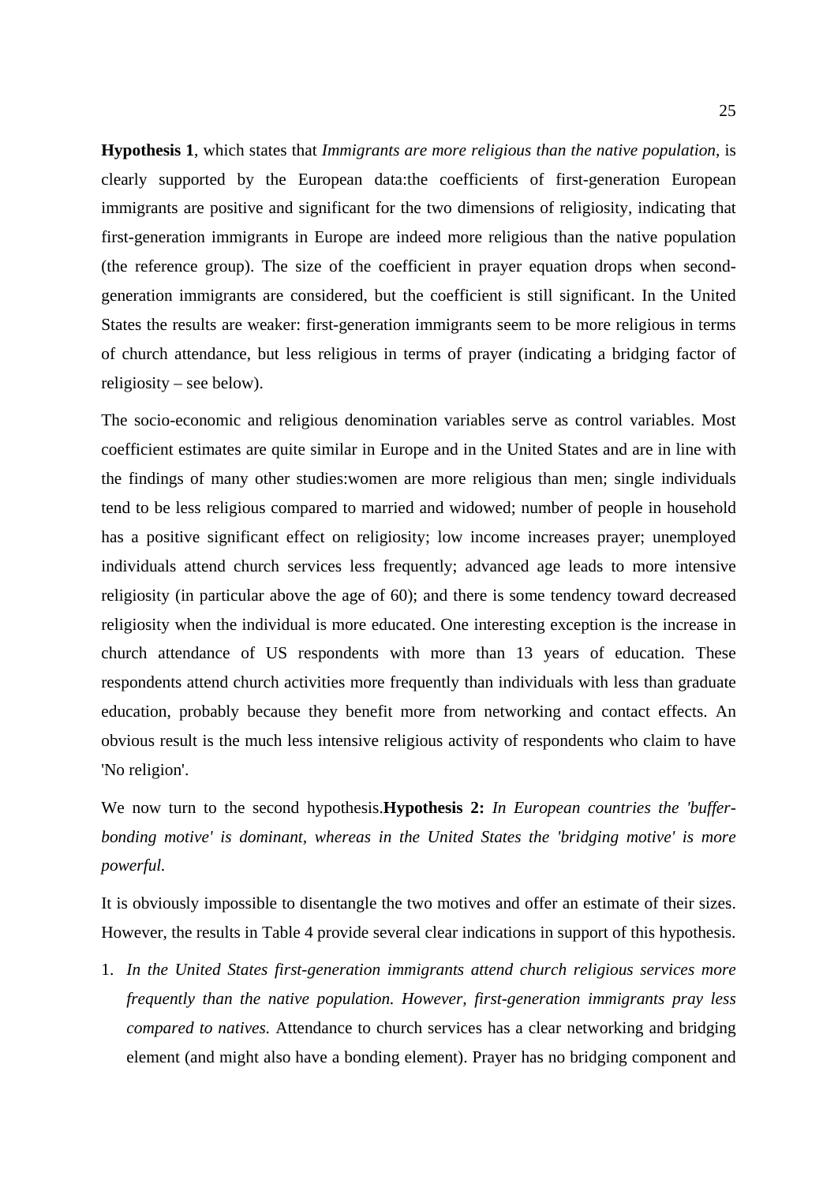**Hypothesis 1**, which states that *Immigrants are more religious than the native population*, is clearly supported by the European data:the coefficients of first-generation European immigrants are positive and significant for the two dimensions of religiosity, indicating that first-generation immigrants in Europe are indeed more religious than the native population (the reference group). The size of the coefficient in prayer equation drops when second-generation immigrants are considered, but the coefficient is still significant. In the United States the results are weaker: first-generation immigrants seem to be more religious in terms of church attendance, but less religious in terms of prayer (indicating a bridging factor of religiosity – see below).

The socio-economic and religious denomination variables serve as control variables. Most coefficient estimates are quite similar in Europe and in the United States and are in line with the findings of many other studies:women are more religious than men; single individuals tend to be less religious compared to married and widowed; number of people in household has a positive significant effect on religiosity; low income increases prayer; unemployed individuals attend church services less frequently; advanced age leads to more intensive religiosity (in particular above the age of 60); and there is some tendency toward decreased religiosity when the individual is more educated. One interesting exception is the increase in church attendance of US respondents with more than 13 years of education. These respondents attend church activities more frequently than individuals with less than graduate education, probably because they benefit more from networking and contact effects. An obvious result is the much less intensive religious activity of respondents who claim to have 'No religion'.

We now turn to the second hypothesis.**Hypothesis 2:** *In European countries the 'buffer-bonding motive' is dominant, whereas in the United States the 'bridging motive' is more powerful.*

It is obviously impossible to disentangle the two motives and offer an estimate of their sizes. However, the results in Table 4 provide several clear indications in support of this hypothesis.

1. *In the United States first-generation immigrants attend church religious services more frequently than the native population. However, first-generation immigrants pray less compared to natives.* Attendance to church services has a clear networking and bridging element (and might also have a bonding element). Prayer has no bridging component and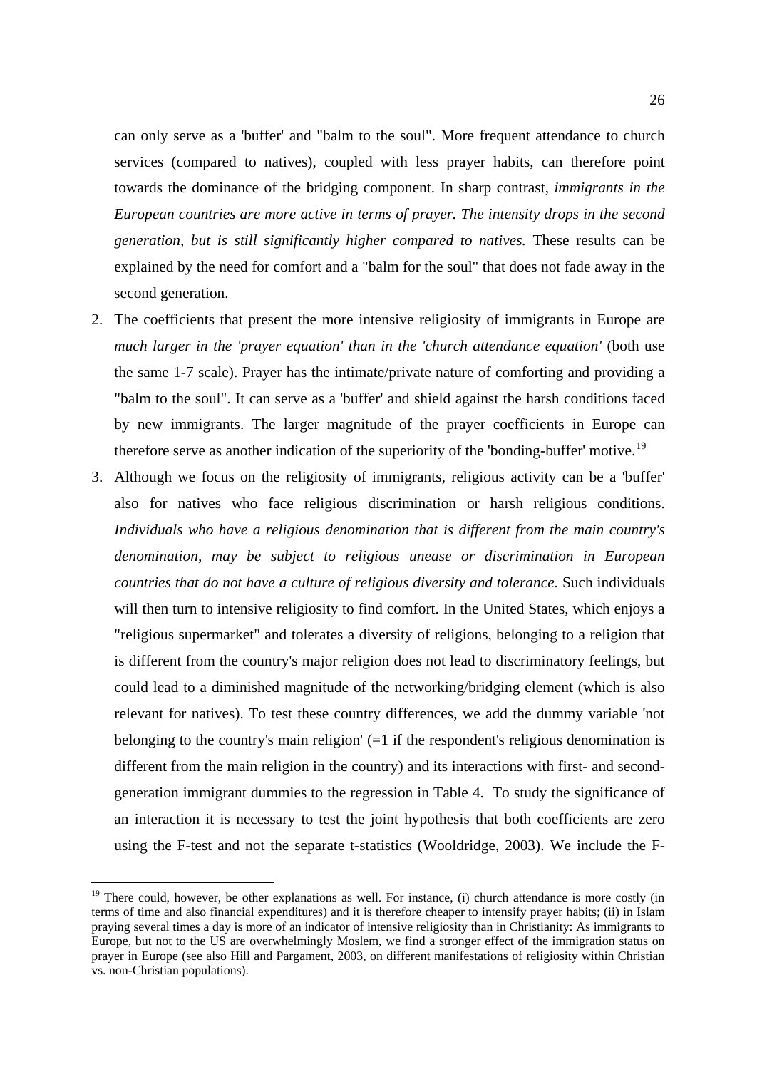can only serve as a 'buffer' and "balm to the soul". More frequent attendance to church services (compared to natives), coupled with less prayer habits, can therefore point towards the dominance of the bridging component. In sharp contrast, *immigrants in the European countries are more active in terms of prayer. The intensity drops in the second generation, but is still significantly higher compared to natives.* These results can be explained by the need for comfort and a "balm for the soul" that does not fade away in the second generation.

2. The coefficients that present the more intensive religiosity of immigrants in Europe are *much larger in the 'prayer equation' than in the 'church attendance equation'* (both use the same 1-7 scale). Prayer has the intimate/private nature of comforting and providing a "balm to the soul". It can serve as a 'buffer' and shield against the harsh conditions faced by new immigrants. The larger magnitude of the prayer coefficients in Europe can therefore serve as another indication of the superiority of the 'bonding-buffer' motive.[19]

3. Although we focus on the religiosity of immigrants, religious activity can be a 'buffer' also for natives who face religious discrimination or harsh religious conditions. *Individuals who have a religious denomination that is different from the main country's denomination, may be subject to religious unease or discrimination in European countries that do not have a culture of religious diversity and tolerance.* Such individuals will then turn to intensive religiosity to find comfort. In the United States, which enjoys a "religious supermarket" and tolerates a diversity of religions, belonging to a religion that is different from the country's major religion does not lead to discriminatory feelings, but could lead to a diminished magnitude of the networking/bridging element (which is also relevant for natives). To test these country differences, we add the dummy variable 'not belonging to the country's main religion' (=1 if the respondent's religious denomination is different from the main religion in the country) and its interactions with first- and second-generation immigrant dummies to the regression in Table 4. To study the significance of an interaction it is necessary to test the joint hypothesis that both coefficients are zero using the F-test and not the separate t-statistics (Wooldridge, 2003). We include the F-

[19] There could, however, be other explanations as well. For instance, (i) church attendance is more costly (in terms of time and also financial expenditures) and it is therefore cheaper to intensify prayer habits; (ii) in Islam praying several times a day is more of an indicator of intensive religiosity than in Christianity: As immigrants to Europe, but not to the US are overwhelmingly Moslem, we find a stronger effect of the immigration status on prayer in Europe (see also Hill and Pargament, 2003, on different manifestations of religiosity within Christian vs. non-Christian populations).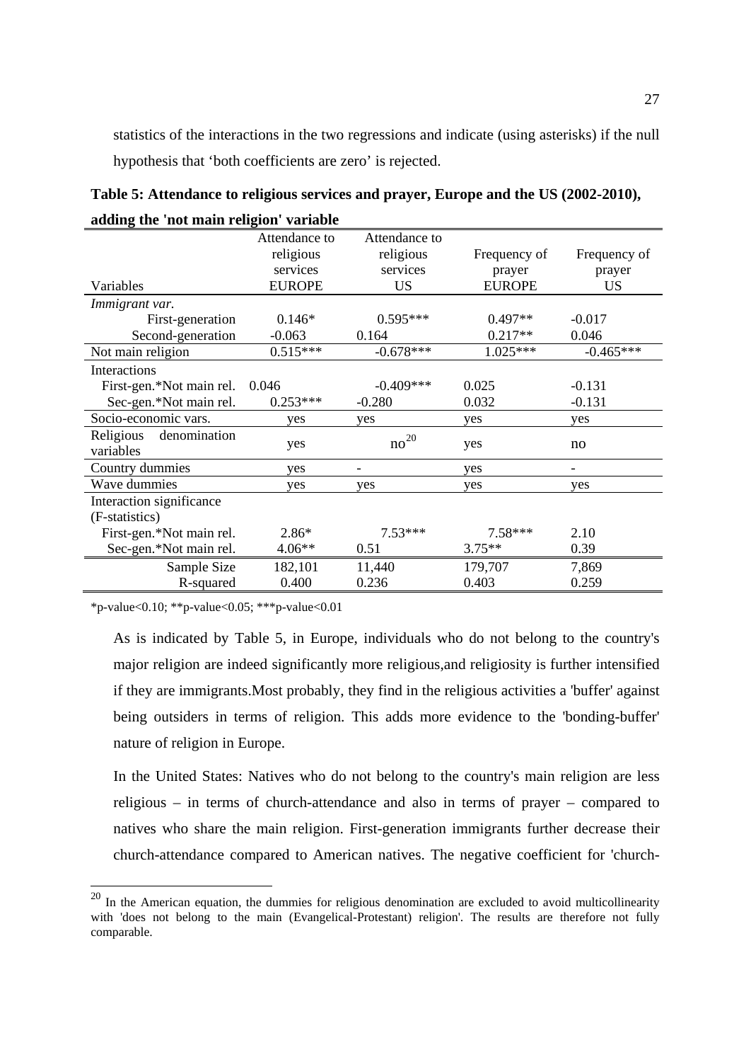statistics of the interactions in the two regressions and indicate (using asterisks) if the null hypothesis that 'both coefficients are zero' is rejected.

**Table 5: Attendance to religious services and prayer, Europe and the US (2002-2010), adding the 'not main religion' variable**

| Variables | Attendance to religious services EUROPE | Attendance to religious services US | Frequency of prayer EUROPE | Frequency of prayer US |
|---|---|---|---|---|
| *Immigrant var.* | | | | |
| First-generation | 0.146* | 0.595*** | 0.497** | -0.017 |
| Second-generation | -0.063 | 0.164 | 0.217** | 0.046 |
| Not main religion | 0.515*** | -0.678*** | 1.025*** | -0.465*** |
| Interactions | | | | |
| First-gen.*Not main rel. | 0.046 | -0.409*** | 0.025 | -0.131 |
| Sec-gen.*Not main rel. | 0.253*** | -0.280 | 0.032 | -0.131 |
| Socio-economic vars. | yes | yes | yes | yes |
| Religious denomination variables | yes | no[20] | yes | no |
| Country dummies | yes | - | yes | - |
| Wave dummies | yes | yes | yes | yes |
| Interaction significance (F-statistics) | | | | |
| First-gen.*Not main rel. | 2.86* | 7.53*** | 7.58*** | 2.10 |
| Sec-gen.*Not main rel. | 4.06** | 0.51 | 3.75** | 0.39 |
| Sample Size | 182,101 | 11,440 | 179,707 | 7,869 |
| R-squared | 0.400 | 0.236 | 0.403 | 0.259 |

*p-value<0.10; **p-value<0.05; ***p-value<0.01

As is indicated by Table 5, in Europe, individuals who do not belong to the country's major religion are indeed significantly more religious,and religiosity is further intensified if they are immigrants.Most probably, they find in the religious activities a 'buffer' against being outsiders in terms of religion. This adds more evidence to the 'bonding-buffer' nature of religion in Europe.

In the United States: Natives who do not belong to the country's main religion are less religious – in terms of church-attendance and also in terms of prayer – compared to natives who share the main religion. First-generation immigrants further decrease their church-attendance compared to American natives. The negative coefficient for 'church-

[20] In the American equation, the dummies for religious denomination are excluded to avoid multicollinearity with 'does not belong to the main (Evangelical-Protestant) religion'. The results are therefore not fully comparable.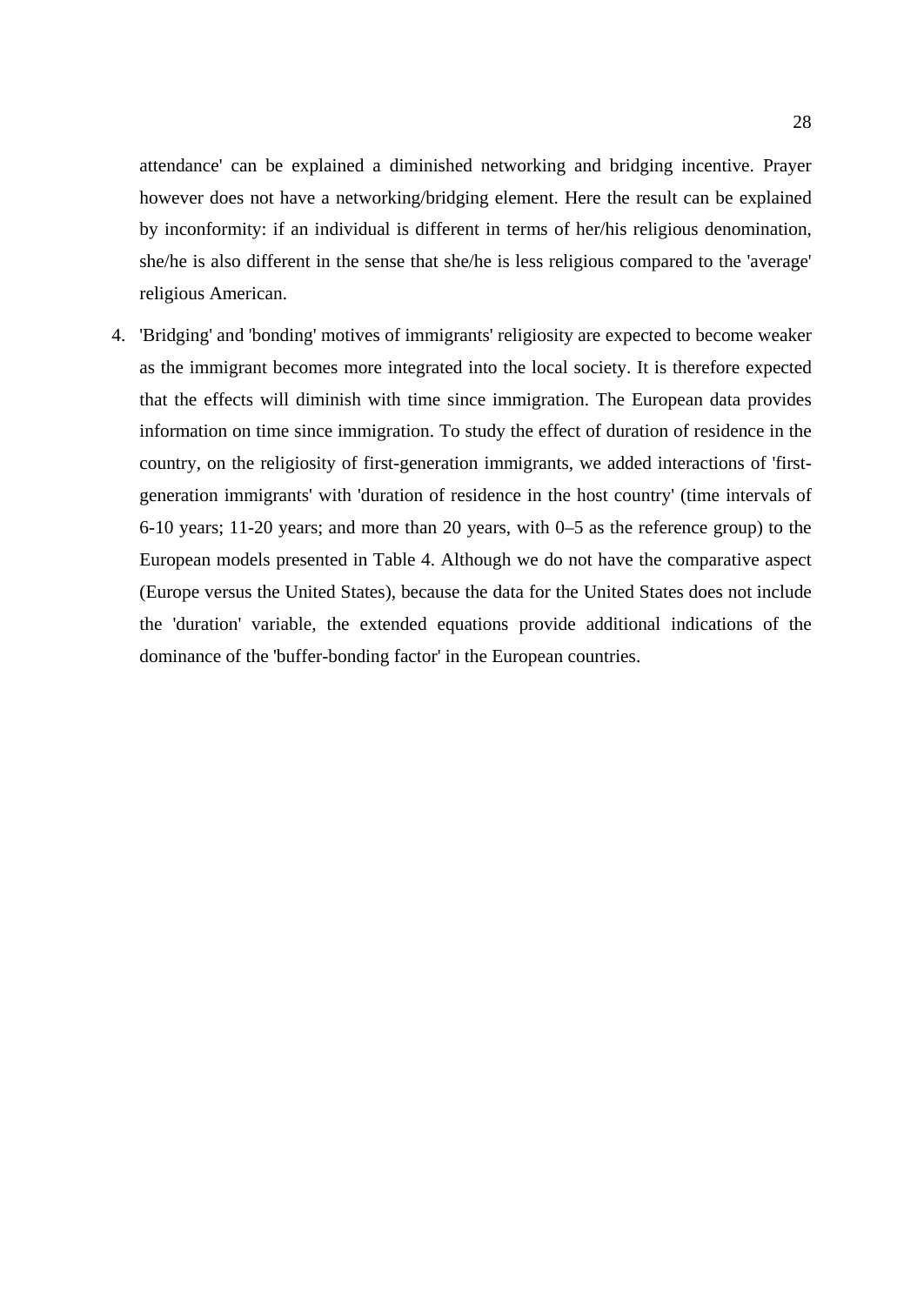attendance' can be explained a diminished networking and bridging incentive. Prayer however does not have a networking/bridging element. Here the result can be explained by inconformity: if an individual is different in terms of her/his religious denomination, she/he is also different in the sense that she/he is less religious compared to the 'average' religious American.

4. 'Bridging' and 'bonding' motives of immigrants' religiosity are expected to become weaker as the immigrant becomes more integrated into the local society. It is therefore expected that the effects will diminish with time since immigration. The European data provides information on time since immigration. To study the effect of duration of residence in the country, on the religiosity of first-generation immigrants, we added interactions of 'first-generation immigrants' with 'duration of residence in the host country' (time intervals of 6-10 years; 11-20 years; and more than 20 years, with 0–5 as the reference group) to the European models presented in Table 4. Although we do not have the comparative aspect (Europe versus the United States), because the data for the United States does not include the 'duration' variable, the extended equations provide additional indications of the dominance of the 'buffer-bonding factor' in the European countries.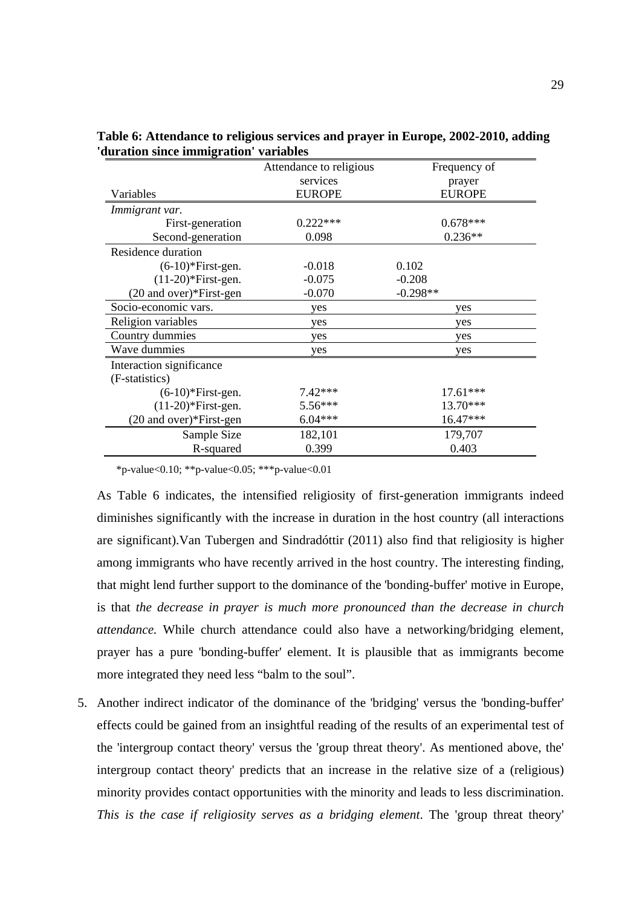**Table 6: Attendance to religious services and prayer in Europe, 2002-2010, adding 'duration since immigration' variables**

| Variables | Attendance to religious services EUROPE | Frequency of prayer EUROPE |
|---|---|---|
| *Immigrant var.* | | |
| First-generation | 0.222*** | 0.678*** |
| Second-generation | 0.098 | 0.236** |
| Residence duration | | |
| (6-10)*First-gen. | -0.018 | 0.102 |
| (11-20)*First-gen. | -0.075 | -0.208 |
| (20 and over)*First-gen | -0.070 | -0.298** |
| Socio-economic vars. | yes | yes |
| Religion variables | yes | yes |
| Country dummies | yes | yes |
| Wave dummies | yes | yes |
| Interaction significance (F-statistics) | | |
| (6-10)*First-gen. | 7.42*** | 17.61*** |
| (11-20)*First-gen. | 5.56*** | 13.70*** |
| (20 and over)*First-gen | 6.04*** | 16.47*** |
| Sample Size | 182,101 | 179,707 |
| R-squared | 0.399 | 0.403 |

*p-value<0.10; **p-value<0.05; ***p-value<0.01

As Table 6 indicates, the intensified religiosity of first-generation immigrants indeed diminishes significantly with the increase in duration in the host country (all interactions are significant).Van Tubergen and Sindradóttir (2011) also find that religiosity is higher among immigrants who have recently arrived in the host country. The interesting finding, that might lend further support to the dominance of the 'bonding-buffer' motive in Europe, is that *the decrease in prayer is much more pronounced than the decrease in church attendance.* While church attendance could also have a networking/bridging element, prayer has a pure 'bonding-buffer' element. It is plausible that as immigrants become more integrated they need less "balm to the soul".

5. Another indirect indicator of the dominance of the 'bridging' versus the 'bonding-buffer' effects could be gained from an insightful reading of the results of an experimental test of the 'intergroup contact theory' versus the 'group threat theory'. As mentioned above, the' intergroup contact theory' predicts that an increase in the relative size of a (religious) minority provides contact opportunities with the minority and leads to less discrimination. *This is the case if religiosity serves as a bridging element*. The 'group threat theory'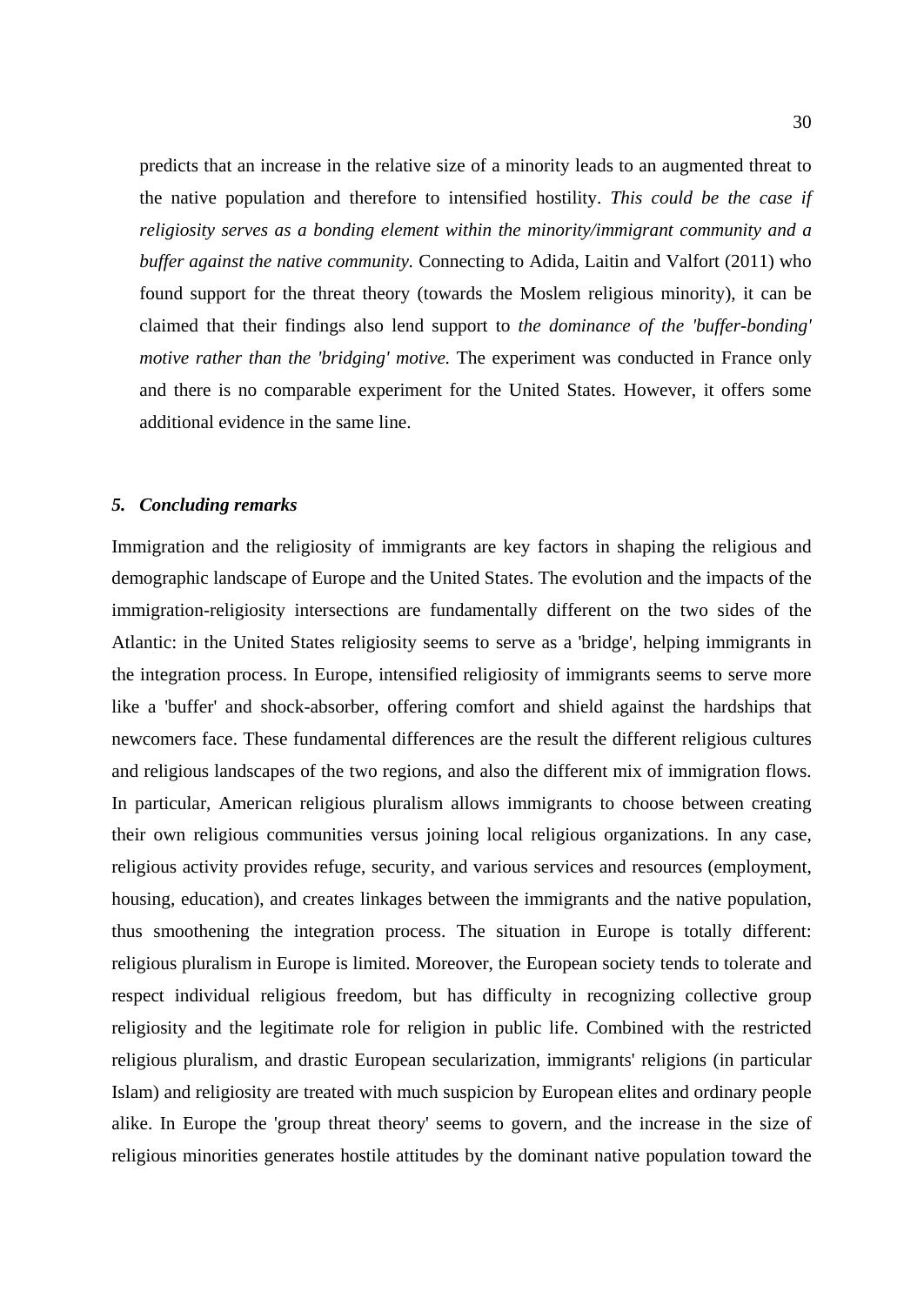predicts that an increase in the relative size of a minority leads to an augmented threat to the native population and therefore to intensified hostility. *This could be the case if religiosity serves as a bonding element within the minority/immigrant community and a buffer against the native community.* Connecting to Adida, Laitin and Valfort (2011) who found support for the threat theory (towards the Moslem religious minority), it can be claimed that their findings also lend support to *the dominance of the 'buffer-bonding' motive rather than the 'bridging' motive.* The experiment was conducted in France only and there is no comparable experiment for the United States. However, it offers some additional evidence in the same line.

## 5. Concluding remarks

Immigration and the religiosity of immigrants are key factors in shaping the religious and demographic landscape of Europe and the United States. The evolution and the impacts of the immigration-religiosity intersections are fundamentally different on the two sides of the Atlantic: in the United States religiosity seems to serve as a 'bridge', helping immigrants in the integration process. In Europe, intensified religiosity of immigrants seems to serve more like a 'buffer' and shock-absorber, offering comfort and shield against the hardships that newcomers face. These fundamental differences are the result the different religious cultures and religious landscapes of the two regions, and also the different mix of immigration flows. In particular, American religious pluralism allows immigrants to choose between creating their own religious communities versus joining local religious organizations. In any case, religious activity provides refuge, security, and various services and resources (employment, housing, education), and creates linkages between the immigrants and the native population, thus smoothening the integration process. The situation in Europe is totally different: religious pluralism in Europe is limited. Moreover, the European society tends to tolerate and respect individual religious freedom, but has difficulty in recognizing collective group religiosity and the legitimate role for religion in public life. Combined with the restricted religious pluralism, and drastic European secularization, immigrants' religions (in particular Islam) and religiosity are treated with much suspicion by European elites and ordinary people alike. In Europe the 'group threat theory' seems to govern, and the increase in the size of religious minorities generates hostile attitudes by the dominant native population toward the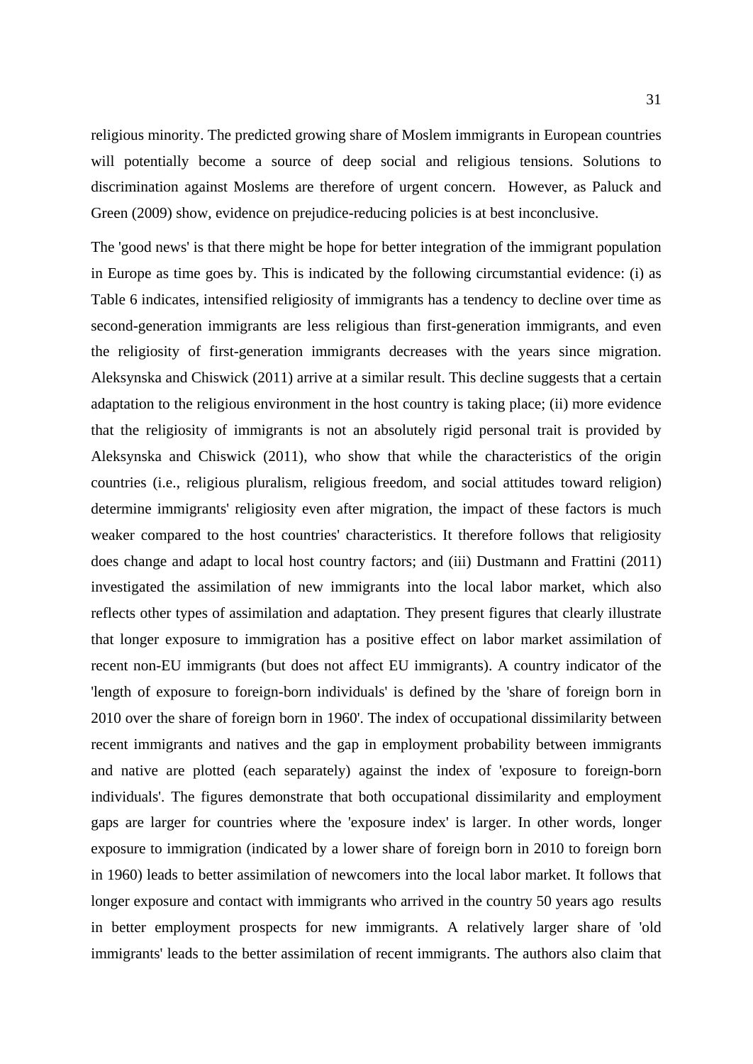religious minority. The predicted growing share of Moslem immigrants in European countries will potentially become a source of deep social and religious tensions. Solutions to discrimination against Moslems are therefore of urgent concern.  However, as Paluck and Green (2009) show, evidence on prejudice-reducing policies is at best inconclusive.

The 'good news' is that there might be hope for better integration of the immigrant population in Europe as time goes by. This is indicated by the following circumstantial evidence: (i) as Table 6 indicates, intensified religiosity of immigrants has a tendency to decline over time as second-generation immigrants are less religious than first-generation immigrants, and even the religiosity of first-generation immigrants decreases with the years since migration. Aleksynska and Chiswick (2011) arrive at a similar result. This decline suggests that a certain adaptation to the religious environment in the host country is taking place; (ii) more evidence that the religiosity of immigrants is not an absolutely rigid personal trait is provided by Aleksynska and Chiswick (2011), who show that while the characteristics of the origin countries (i.e., religious pluralism, religious freedom, and social attitudes toward religion) determine immigrants' religiosity even after migration, the impact of these factors is much weaker compared to the host countries' characteristics. It therefore follows that religiosity does change and adapt to local host country factors; and (iii) Dustmann and Frattini (2011) investigated the assimilation of new immigrants into the local labor market, which also reflects other types of assimilation and adaptation. They present figures that clearly illustrate that longer exposure to immigration has a positive effect on labor market assimilation of recent non-EU immigrants (but does not affect EU immigrants). A country indicator of the 'length of exposure to foreign-born individuals' is defined by the 'share of foreign born in 2010 over the share of foreign born in 1960'. The index of occupational dissimilarity between recent immigrants and natives and the gap in employment probability between immigrants and native are plotted (each separately) against the index of 'exposure to foreign-born individuals'. The figures demonstrate that both occupational dissimilarity and employment gaps are larger for countries where the 'exposure index' is larger. In other words, longer exposure to immigration (indicated by a lower share of foreign born in 2010 to foreign born in 1960) leads to better assimilation of newcomers into the local labor market. It follows that longer exposure and contact with immigrants who arrived in the country 50 years ago  results in better employment prospects for new immigrants. A relatively larger share of 'old immigrants' leads to the better assimilation of recent immigrants. The authors also claim that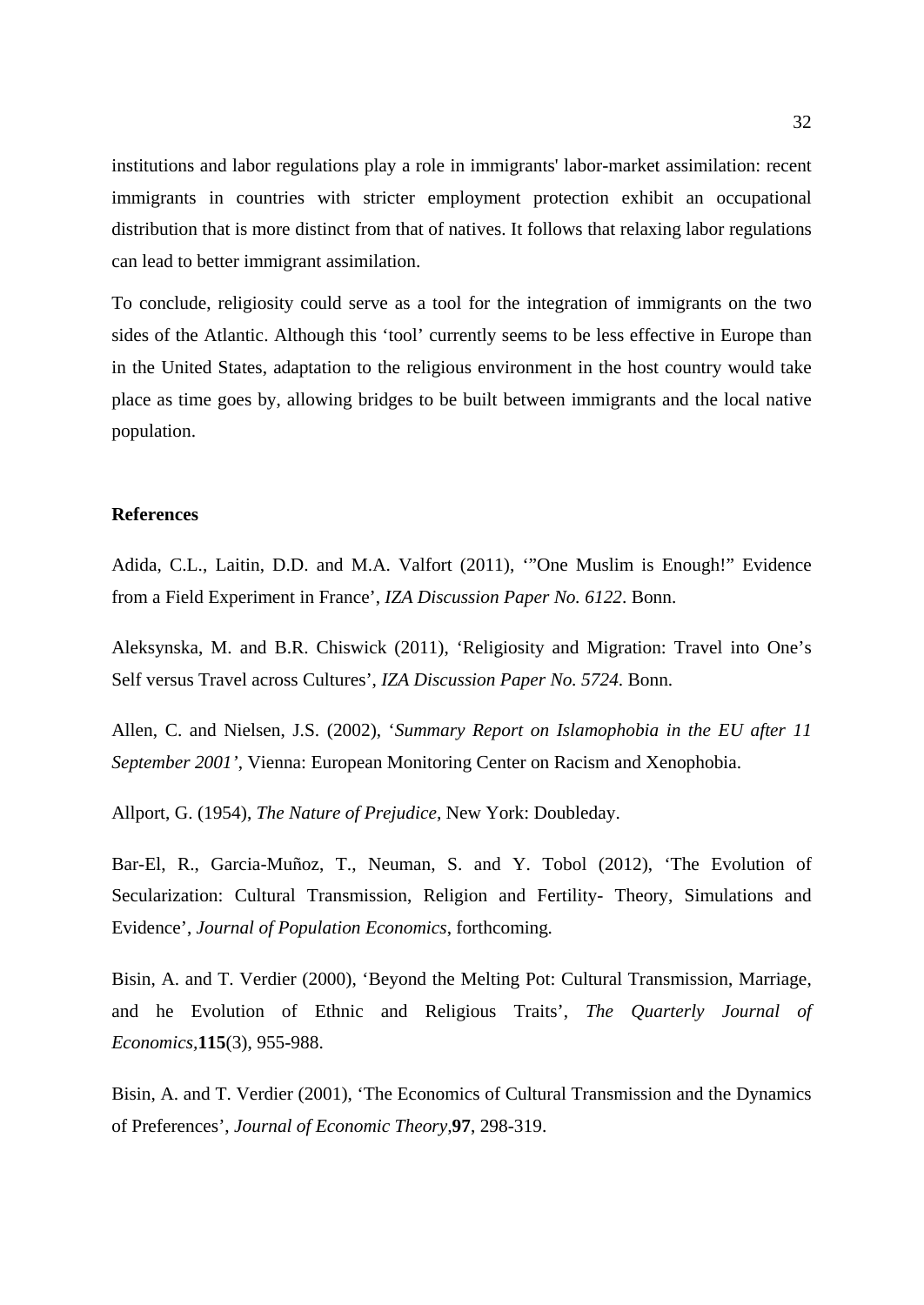institutions and labor regulations play a role in immigrants' labor-market assimilation: recent immigrants in countries with stricter employment protection exhibit an occupational distribution that is more distinct from that of natives. It follows that relaxing labor regulations can lead to better immigrant assimilation.

To conclude, religiosity could serve as a tool for the integration of immigrants on the two sides of the Atlantic. Although this ‘tool’ currently seems to be less effective in Europe than in the United States, adaptation to the religious environment in the host country would take place as time goes by, allowing bridges to be built between immigrants and the local native population.

**References**

Adida, C.L., Laitin, D.D. and M.A. Valfort (2011), ‘”One Muslim is Enough!” Evidence from a Field Experiment in France’, *IZA Discussion Paper No. 6122*. Bonn.

Aleksynska, M. and B.R. Chiswick (2011), ‘Religiosity and Migration: Travel into One’s Self versus Travel across Cultures’, *IZA Discussion Paper No. 5724*. Bonn.

Allen, C. and Nielsen, J.S. (2002), ‘*Summary Report on Islamophobia in the EU after 11 September 2001’*, Vienna: European Monitoring Center on Racism and Xenophobia.

Allport, G. (1954), *The Nature of Prejudice,* New York: Doubleday.

Bar-El, R., Garcia-Muñoz, T., Neuman, S. and Y. Tobol (2012), ‘The Evolution of Secularization: Cultural Transmission, Religion and Fertility- Theory, Simulations and Evidence’, *Journal of Population Economics*, forthcoming.

Bisin, A. and T. Verdier (2000), ‘Beyond the Melting Pot: Cultural Transmission, Marriage, and he Evolution of Ethnic and Religious Traits’, *The Quarterly Journal of Economics,* **115**(3), 955-988.

Bisin, A. and T. Verdier (2001), ‘The Economics of Cultural Transmission and the Dynamics of Preferences’, *Journal of Economic Theory,* **97**, 298-319.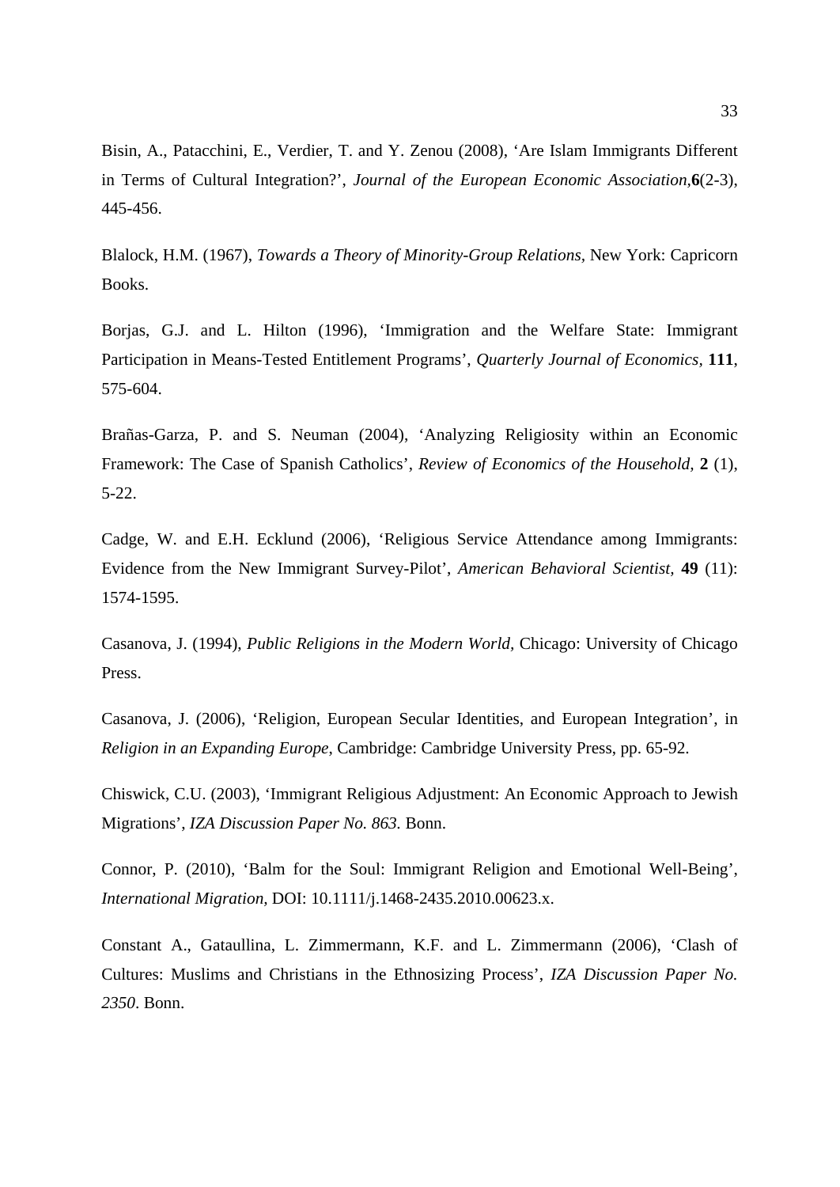Bisin, A., Patacchini, E., Verdier, T. and Y. Zenou (2008), ‘Are Islam Immigrants Different in Terms of Cultural Integration?’, *Journal of the European Economic Association*,**6**(2-3), 445-456.

Blalock, H.M. (1967), *Towards a Theory of Minority-Group Relations*, New York: Capricorn Books.

Borjas, G.J. and L. Hilton (1996), ‘Immigration and the Welfare State: Immigrant Participation in Means-Tested Entitlement Programs’, *Quarterly Journal of Economics*, **111**, 575-604.

Brañas-Garza, P. and S. Neuman (2004), ‘Analyzing Religiosity within an Economic Framework: The Case of Spanish Catholics’, *Review of Economics of the Household,* **2** (1), 5-22.

Cadge, W. and E.H. Ecklund (2006), ‘Religious Service Attendance among Immigrants: Evidence from the New Immigrant Survey-Pilot’, *American Behavioral Scientist*, **49** (11): 1574-1595.

Casanova, J. (1994), *Public Religions in the Modern World*, Chicago: University of Chicago Press.

Casanova, J. (2006), ‘Religion, European Secular Identities, and European Integration’, in *Religion in an Expanding Europe*, Cambridge: Cambridge University Press, pp. 65-92.

Chiswick, C.U. (2003), ‘Immigrant Religious Adjustment: An Economic Approach to Jewish Migrations’, *IZA Discussion Paper No. 863.* Bonn.

Connor, P. (2010), ‘Balm for the Soul: Immigrant Religion and Emotional Well-Being’, *International Migration,* DOI: 10.1111/j.1468-2435.2010.00623.x.

Constant A., Gataullina, L. Zimmermann, K.F. and L. Zimmermann (2006), ‘Clash of Cultures: Muslims and Christians in the Ethnosizing Process’, *IZA Discussion Paper No. 2350*. Bonn.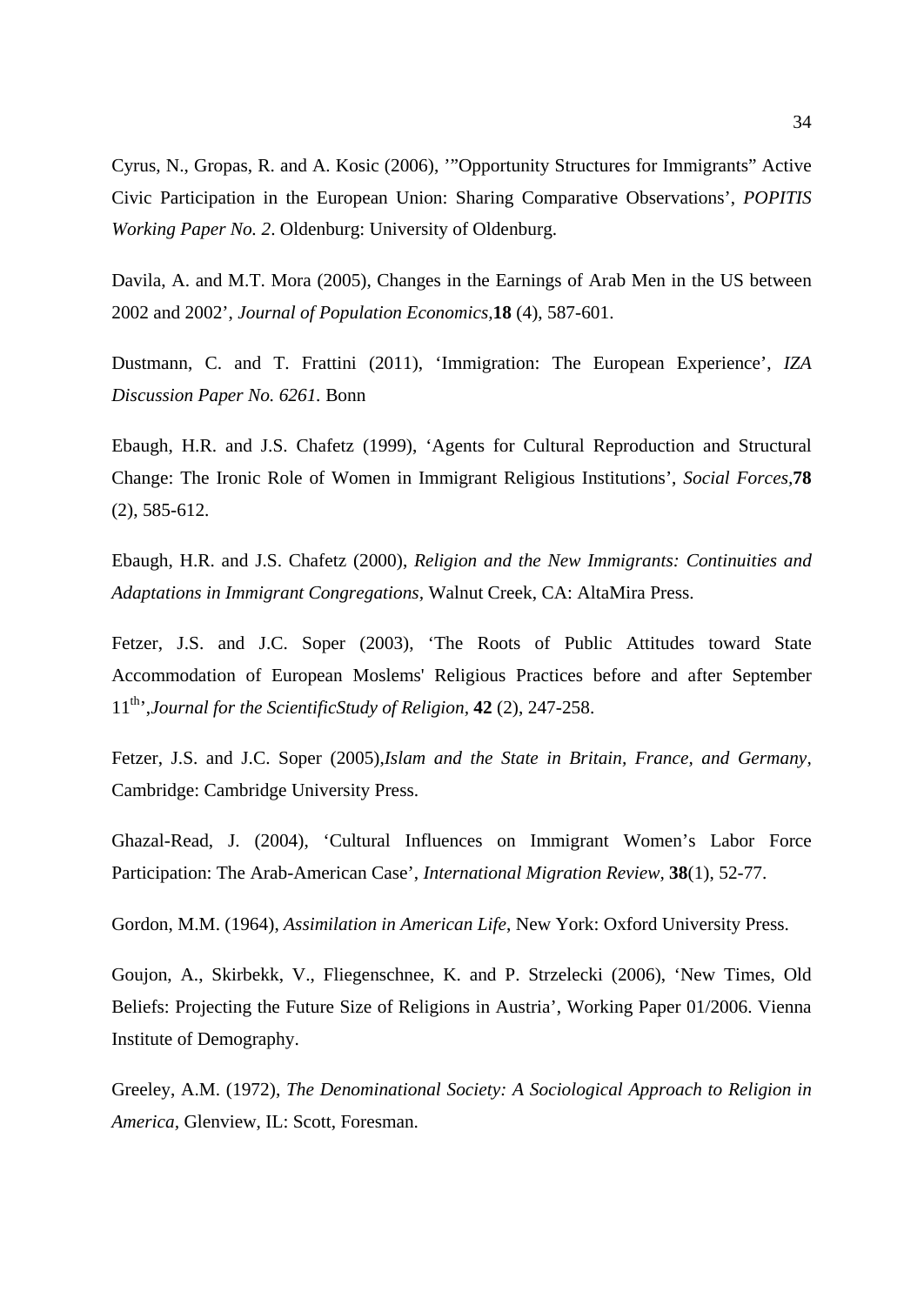Cyrus, N., Gropas, R. and A. Kosic (2006), '"Opportunity Structures for Immigrants" Active Civic Participation in the European Union: Sharing Comparative Observations', *POPITIS Working Paper No. 2*. Oldenburg: University of Oldenburg.

Davila, A. and M.T. Mora (2005), Changes in the Earnings of Arab Men in the US between 2002 and 2002', *Journal of Population Economics*,**18** (4), 587-601.

Dustmann, C. and T. Frattini (2011), 'Immigration: The European Experience', *IZA Discussion Paper No. 6261.* Bonn

Ebaugh, H.R. and J.S. Chafetz (1999), 'Agents for Cultural Reproduction and Structural Change: The Ironic Role of Women in Immigrant Religious Institutions', *Social Forces*,**78** (2), 585-612.

Ebaugh, H.R. and J.S. Chafetz (2000), *Religion and the New Immigrants: Continuities and Adaptations in Immigrant Congregations*, Walnut Creek, CA: AltaMira Press.

Fetzer, J.S. and J.C. Soper (2003), 'The Roots of Public Attitudes toward State Accommodation of European Moslems' Religious Practices before and after September 11th',*Journal for the ScientificStudy of Religion*, **42** (2), 247-258.

Fetzer, J.S. and J.C. Soper (2005),*Islam and the State in Britain, France, and Germany*, Cambridge: Cambridge University Press.

Ghazal-Read, J. (2004), 'Cultural Influences on Immigrant Women's Labor Force Participation: The Arab-American Case', *International Migration Review,* **38**(1), 52-77.

Gordon, M.M. (1964), *Assimilation in American Life*, New York: Oxford University Press.

Goujon, A., Skirbekk, V., Fliegenschnee, K. and P. Strzelecki (2006), 'New Times, Old Beliefs: Projecting the Future Size of Religions in Austria', Working Paper 01/2006. Vienna Institute of Demography.

Greeley, A.M. (1972), *The Denominational Society: A Sociological Approach to Religion in America*, Glenview, IL: Scott, Foresman.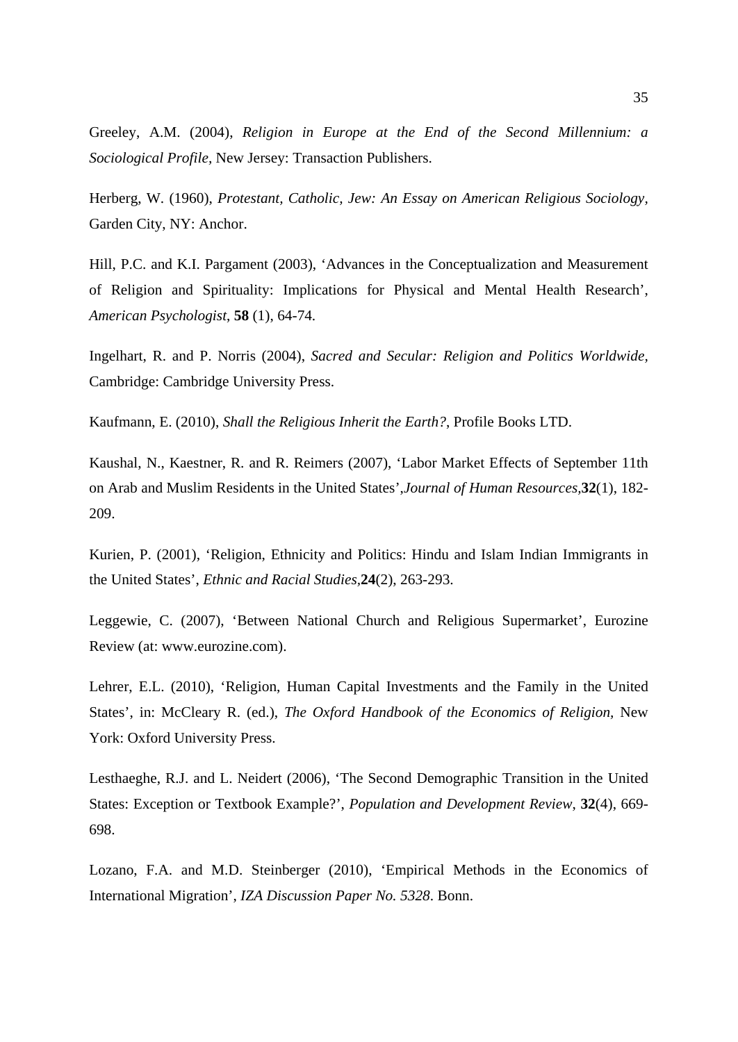Greeley, A.M. (2004), *Religion in Europe at the End of the Second Millennium: a Sociological Profile*, New Jersey: Transaction Publishers.

Herberg, W. (1960), *Protestant, Catholic, Jew: An Essay on American Religious Sociology*, Garden City, NY: Anchor.

Hill, P.C. and K.I. Pargament (2003), 'Advances in the Conceptualization and Measurement of Religion and Spirituality: Implications for Physical and Mental Health Research', *American Psychologist*, **58** (1), 64-74.

Ingelhart, R. and P. Norris (2004), *Sacred and Secular: Religion and Politics Worldwide*, Cambridge: Cambridge University Press.

Kaufmann, E. (2010), *Shall the Religious Inherit the Earth?*, Profile Books LTD.

Kaushal, N., Kaestner, R. and R. Reimers (2007), 'Labor Market Effects of September 11th on Arab and Muslim Residents in the United States',*Journal of Human Resources*,**32**(1), 182-209.

Kurien, P. (2001), 'Religion, Ethnicity and Politics: Hindu and Islam Indian Immigrants in the United States', *Ethnic and Racial Studies*,**24**(2), 263-293.

Leggewie, C. (2007), 'Between National Church and Religious Supermarket', Eurozine Review (at: www.eurozine.com).

Lehrer, E.L. (2010), 'Religion, Human Capital Investments and the Family in the United States', in: McCleary R. (ed.), *The Oxford Handbook of the Economics of Religion*, New York: Oxford University Press.

Lesthaeghe, R.J. and L. Neidert (2006), 'The Second Demographic Transition in the United States: Exception or Textbook Example?', *Population and Development Review*, **32**(4), 669-698.

Lozano, F.A. and M.D. Steinberger (2010), 'Empirical Methods in the Economics of International Migration', *IZA Discussion Paper No. 5328*. Bonn.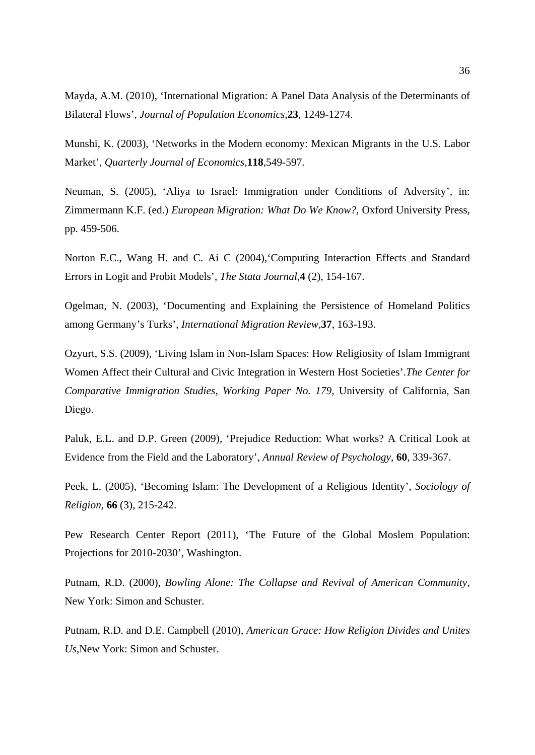Mayda, A.M. (2010), ‘International Migration: A Panel Data Analysis of the Determinants of Bilateral Flows’, *Journal of Population Economics*,**23**, 1249-1274.

Munshi, K. (2003), ‘Networks in the Modern economy: Mexican Migrants in the U.S. Labor Market’, *Quarterly Journal of Economics*,**118**,549-597.

Neuman, S. (2005), ‘Aliya to Israel: Immigration under Conditions of Adversity’, in: Zimmermann K.F. (ed.) *European Migration: What Do We Know?*, Oxford University Press, pp. 459-506.

Norton E.C., Wang H. and C. Ai C (2004),‘Computing Interaction Effects and Standard Errors in Logit and Probit Models’, *The Stata Journal*,**4** (2), 154-167.

Ogelman, N. (2003), ‘Documenting and Explaining the Persistence of Homeland Politics among Germany’s Turks’, *International Migration Review*,**37**, 163-193.

Ozyurt, S.S. (2009), ‘Living Islam in Non-Islam Spaces: How Religiosity of Islam Immigrant Women Affect their Cultural and Civic Integration in Western Host Societies’.*The Center for Comparative Immigration Studies, Working Paper No. 179*, University of California, San Diego.

Paluk, E.L. and D.P. Green (2009), ‘Prejudice Reduction: What works? A Critical Look at Evidence from the Field and the Laboratory’, *Annual Review of Psychology*, **60**, 339-367.

Peek, L. (2005), ‘Becoming Islam: The Development of a Religious Identity’, *Sociology of Religion*, **66** (3), 215-242.

Pew Research Center Report (2011), ‘The Future of the Global Moslem Population: Projections for 2010-2030’, Washington.

Putnam, R.D. (2000), *Bowling Alone: The Collapse and Revival of American Community*, New York: Simon and Schuster.

Putnam, R.D. and D.E. Campbell (2010), *American Grace: How Religion Divides and Unites Us*,New York: Simon and Schuster.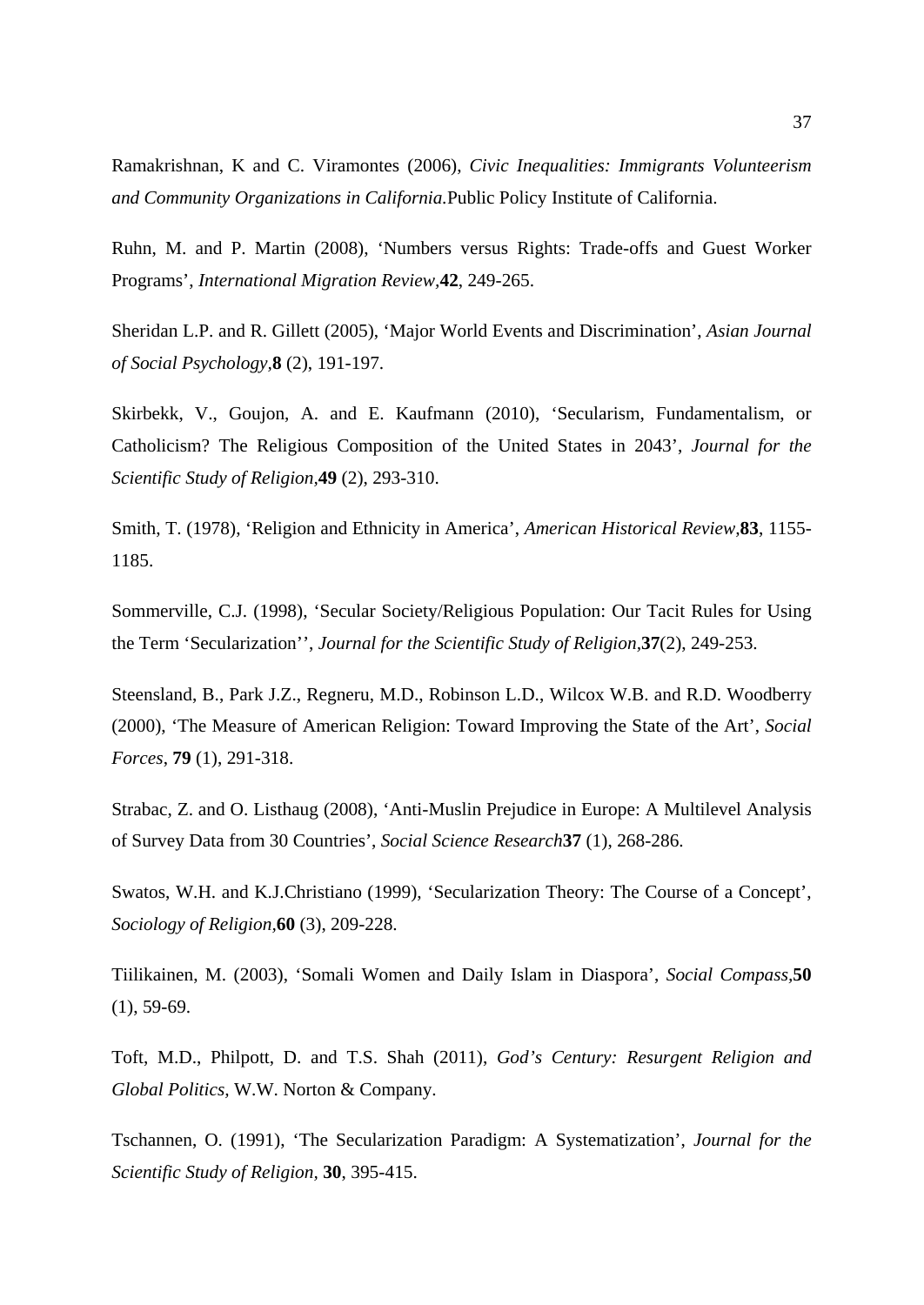Ramakrishnan, K and C. Viramontes (2006), *Civic Inequalities: Immigrants Volunteerism and Community Organizations in California.*Public Policy Institute of California.

Ruhn, M. and P. Martin (2008), 'Numbers versus Rights: Trade-offs and Guest Worker Programs', *International Migration Review*,**42**, 249-265.

Sheridan L.P. and R. Gillett (2005), 'Major World Events and Discrimination', *Asian Journal of Social Psychology*,**8** (2), 191-197.

Skirbekk, V., Goujon, A. and E. Kaufmann (2010), 'Secularism, Fundamentalism, or Catholicism? The Religious Composition of the United States in 2043', *Journal for the Scientific Study of Religion*,**49** (2), 293-310.

Smith, T. (1978), 'Religion and Ethnicity in America', *American Historical Review*,**83**, 1155-1185.

Sommerville, C.J. (1998), 'Secular Society/Religious Population: Our Tacit Rules for Using the Term 'Secularization'', *Journal for the Scientific Study of Religion*,**37**(2), 249-253.

Steensland, B., Park J.Z., Regneru, M.D., Robinson L.D., Wilcox W.B. and R.D. Woodberry (2000), 'The Measure of American Religion: Toward Improving the State of the Art', *Social Forces*, **79** (1), 291-318.

Strabac, Z. and O. Listhaug (2008), 'Anti-Muslin Prejudice in Europe: A Multilevel Analysis of Survey Data from 30 Countries', *Social Science Research***37** (1), 268-286.

Swatos, W.H. and K.J.Christiano (1999), 'Secularization Theory: The Course of a Concept', *Sociology of Religion*,**60** (3), 209-228.

Tiilikainen, M. (2003), 'Somali Women and Daily Islam in Diaspora', *Social Compass*,**50** (1), 59-69.

Toft, M.D., Philpott, D. and T.S. Shah (2011), *God's Century: Resurgent Religion and Global Politics*, W.W. Norton & Company.

Tschannen, O. (1991), 'The Secularization Paradigm: A Systematization', *Journal for the Scientific Study of Religion*, **30**, 395-415.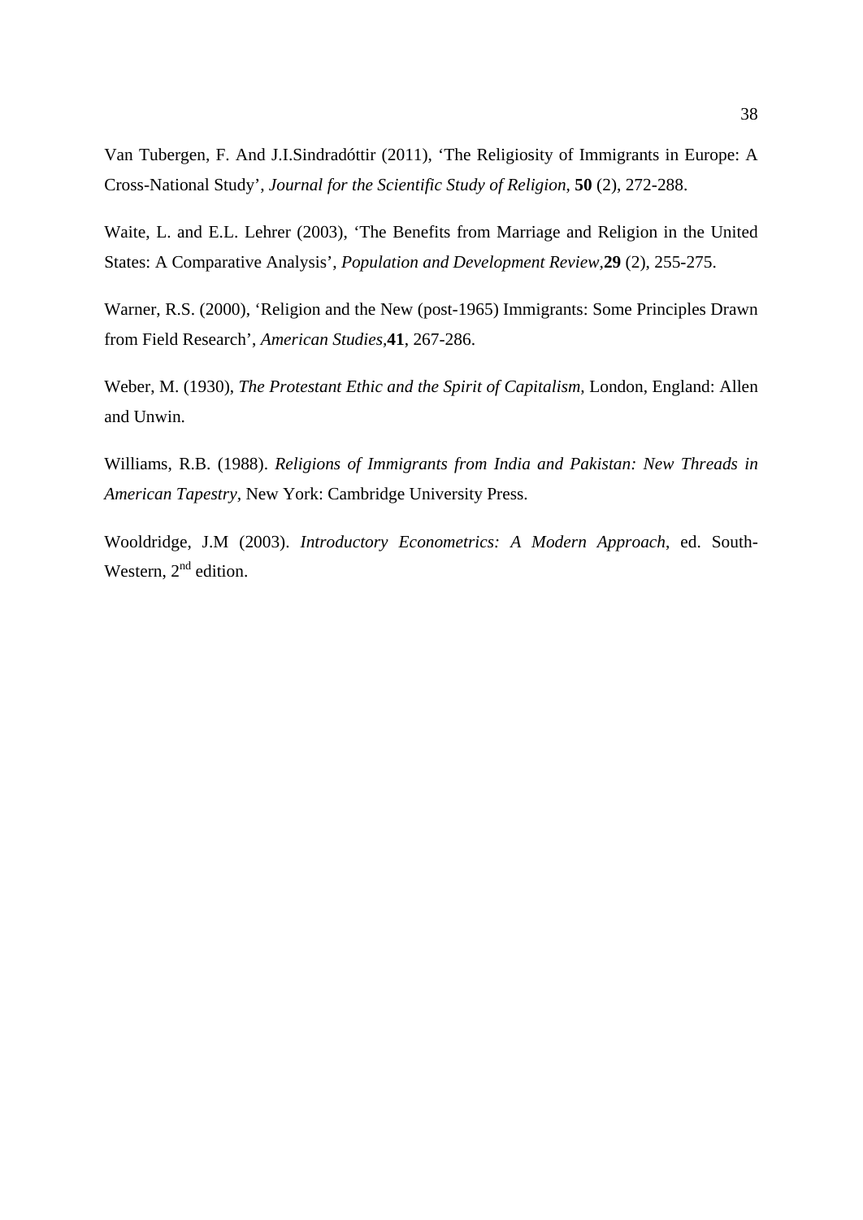Van Tubergen, F. And J.I.Sindradóttir (2011), 'The Religiosity of Immigrants in Europe: A Cross-National Study', *Journal for the Scientific Study of Religion*, **50** (2), 272-288.

Waite, L. and E.L. Lehrer (2003), 'The Benefits from Marriage and Religion in the United States: A Comparative Analysis', *Population and Development Review*,**29** (2), 255-275.

Warner, R.S. (2000), 'Religion and the New (post-1965) Immigrants: Some Principles Drawn from Field Research', *American Studies*,**41**, 267-286.

Weber, M. (1930), *The Protestant Ethic and the Spirit of Capitalism,* London, England: Allen and Unwin.

Williams, R.B. (1988). *Religions of Immigrants from India and Pakistan: New Threads in American Tapestry*, New York: Cambridge University Press.

Wooldridge, J.M (2003). *Introductory Econometrics: A Modern Approach*, ed. South-Western, 2nd edition.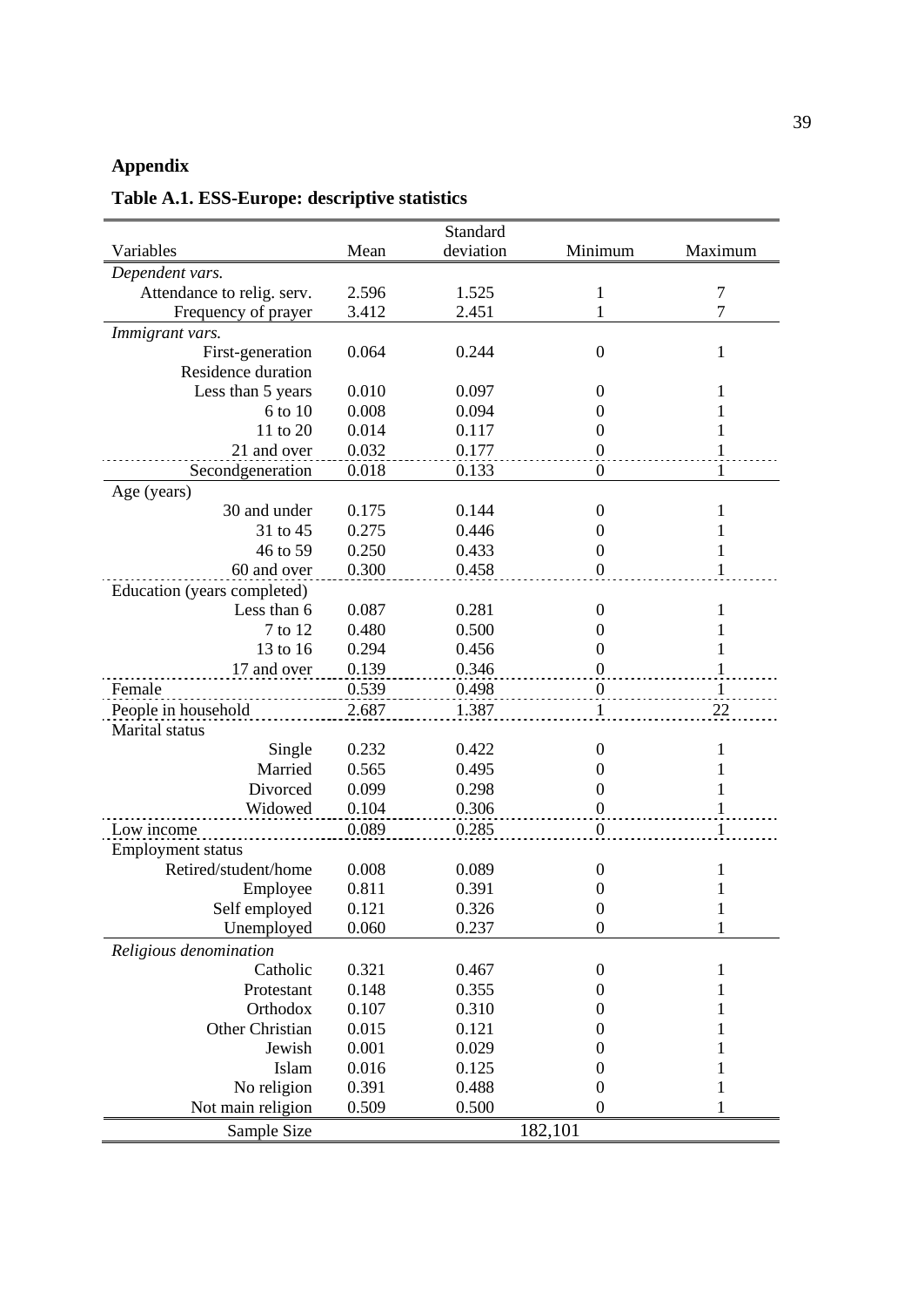## Appendix

### Table A.1. ESS-Europe: descriptive statistics

| Variables | Mean | Standard deviation | Minimum | Maximum |
|---|---|---|---|---|
| *Dependent vars.* | | | | |
| Attendance to relig. serv. | 2.596 | 1.525 | 1 | 7 |
| Frequency of prayer | 3.412 | 2.451 | 1 | 7 |
| *Immigrant vars.* | | | | |
| First-generation | 0.064 | 0.244 | 0 | 1 |
| Residence duration | | | | |
| Less than 5 years | 0.010 | 0.097 | 0 | 1 |
| 6 to 10 | 0.008 | 0.094 | 0 | 1 |
| 11 to 20 | 0.014 | 0.117 | 0 | 1 |
| 21 and over | 0.032 | 0.177 | 0 | 1 |
| Secondgeneration | 0.018 | 0.133 | 0 | 1 |
| Age (years) | | | | |
| 30 and under | 0.175 | 0.144 | 0 | 1 |
| 31 to 45 | 0.275 | 0.446 | 0 | 1 |
| 46 to 59 | 0.250 | 0.433 | 0 | 1 |
| 60 and over | 0.300 | 0.458 | 0 | 1 |
| Education (years completed) | | | | |
| Less than 6 | 0.087 | 0.281 | 0 | 1 |
| 7 to 12 | 0.480 | 0.500 | 0 | 1 |
| 13 to 16 | 0.294 | 0.456 | 0 | 1 |
| 17 and over | 0.139 | 0.346 | 0 | 1 |
| Female | 0.539 | 0.498 | 0 | 1 |
| People in household | 2.687 | 1.387 | 1 | 22 |
| Marital status | | | | |
| Single | 0.232 | 0.422 | 0 | 1 |
| Married | 0.565 | 0.495 | 0 | 1 |
| Divorced | 0.099 | 0.298 | 0 | 1 |
| Widowed | 0.104 | 0.306 | 0 | 1 |
| Low income | 0.089 | 0.285 | 0 | 1 |
| Employment status | | | | |
| Retired/student/home | 0.008 | 0.089 | 0 | 1 |
| Employee | 0.811 | 0.391 | 0 | 1 |
| Self employed | 0.121 | 0.326 | 0 | 1 |
| Unemployed | 0.060 | 0.237 | 0 | 1 |
| *Religious denomination* | | | | |
| Catholic | 0.321 | 0.467 | 0 | 1 |
| Protestant | 0.148 | 0.355 | 0 | 1 |
| Orthodox | 0.107 | 0.310 | 0 | 1 |
| Other Christian | 0.015 | 0.121 | 0 | 1 |
| Jewish | 0.001 | 0.029 | 0 | 1 |
| Islam | 0.016 | 0.125 | 0 | 1 |
| No religion | 0.391 | 0.488 | 0 | 1 |
| Not main religion | 0.509 | 0.500 | 0 | 1 |
| Sample Size | | | 182,101 | |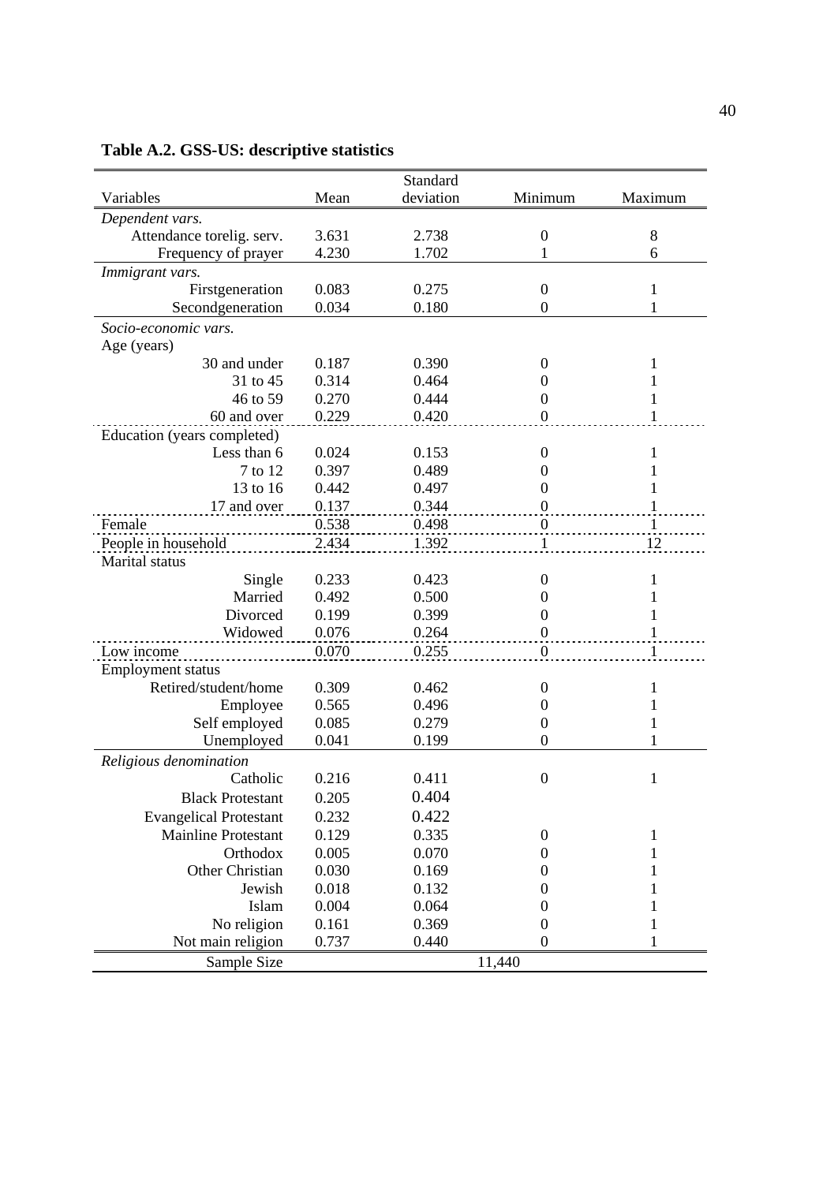**Table A.2. GSS-US: descriptive statistics**

| Variables | Mean | Standard deviation | Minimum | Maximum |
|---|---|---|---|---|
| *Dependent vars.* | | | | |
| Attendance torelig. serv. | 3.631 | 2.738 | 0 | 8 |
| Frequency of prayer | 4.230 | 1.702 | 1 | 6 |
| *Immigrant vars.* | | | | |
| Firstgeneration | 0.083 | 0.275 | 0 | 1 |
| Secondgeneration | 0.034 | 0.180 | 0 | 1 |
| *Socio-economic vars.* | | | | |
| Age (years) | | | | |
| 30 and under | 0.187 | 0.390 | 0 | 1 |
| 31 to 45 | 0.314 | 0.464 | 0 | 1 |
| 46 to 59 | 0.270 | 0.444 | 0 | 1 |
| 60 and over | 0.229 | 0.420 | 0 | 1 |
| Education (years completed) | | | | |
| Less than 6 | 0.024 | 0.153 | 0 | 1 |
| 7 to 12 | 0.397 | 0.489 | 0 | 1 |
| 13 to 16 | 0.442 | 0.497 | 0 | 1 |
| 17 and over | 0.137 | 0.344 | 0 | 1 |
| Female | 0.538 | 0.498 | 0 | 1 |
| People in household | 2.434 | 1.392 | 1 | 12 |
| Marital status | | | | |
| Single | 0.233 | 0.423 | 0 | 1 |
| Married | 0.492 | 0.500 | 0 | 1 |
| Divorced | 0.199 | 0.399 | 0 | 1 |
| Widowed | 0.076 | 0.264 | 0 | 1 |
| Low income | 0.070 | 0.255 | 0 | 1 |
| Employment status | | | | |
| Retired/student/home | 0.309 | 0.462 | 0 | 1 |
| Employee | 0.565 | 0.496 | 0 | 1 |
| Self employed | 0.085 | 0.279 | 0 | 1 |
| Unemployed | 0.041 | 0.199 | 0 | 1 |
| *Religious denomination* | | | | |
| Catholic | 0.216 | 0.411 | 0 | 1 |
| Black Protestant | 0.205 | 0.404 | | |
| Evangelical Protestant | 0.232 | 0.422 | | |
| Mainline Protestant | 0.129 | 0.335 | 0 | 1 |
| Orthodox | 0.005 | 0.070 | 0 | 1 |
| Other Christian | 0.030 | 0.169 | 0 | 1 |
| Jewish | 0.018 | 0.132 | 0 | 1 |
| Islam | 0.004 | 0.064 | 0 | 1 |
| No religion | 0.161 | 0.369 | 0 | 1 |
| Not main religion | 0.737 | 0.440 | 0 | 1 |
| Sample Size | | | 11,440 | |